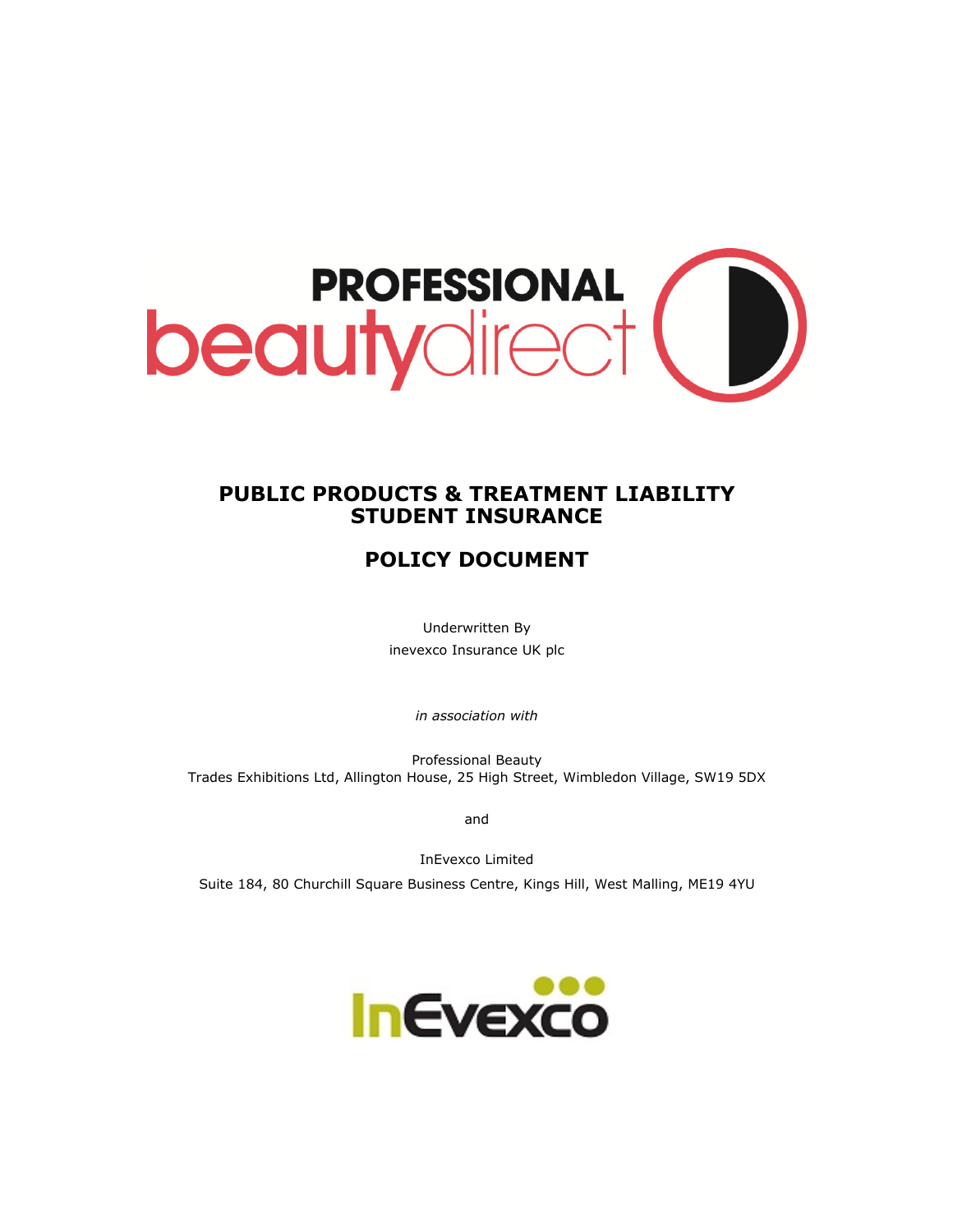PROFESSIONAL beautydirect

# PUBLIC PRODUCTS & TREATMENT LIABILITY STUDENT INSURANCE

# POLICY DOCUMENT

Underwritten By
inevexco Insurance UK plc

*in association with*

Professional Beauty
Trades Exhibitions Ltd, Allington House, 25 High Street, Wimbledon Village, SW19 5DX

and

InEvexco Limited
Suite 184, 80 Churchill Square Business Centre, Kings Hill, West Malling, ME19 4YU

InEvexco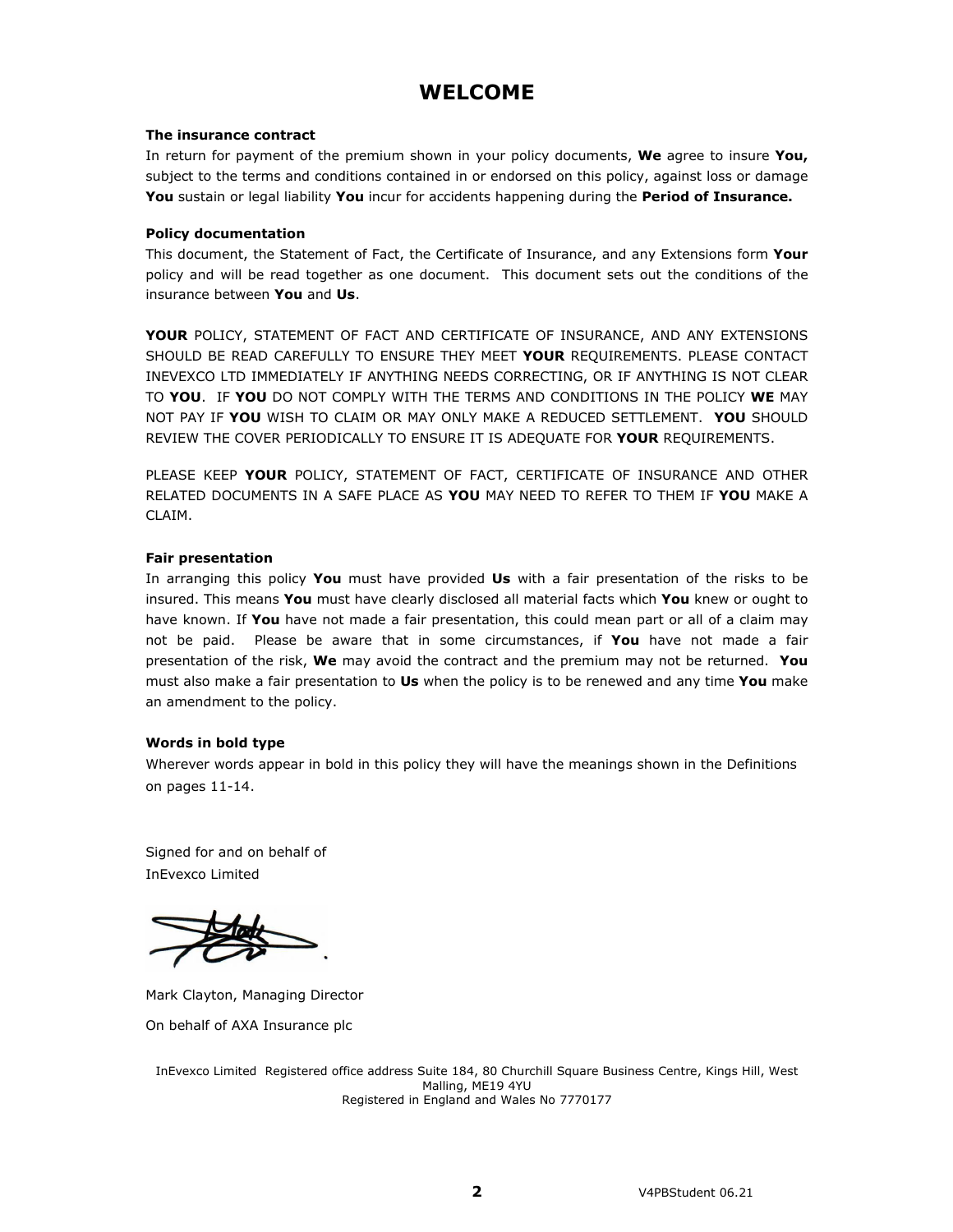# WELCOME

**The insurance contract**

In return for payment of the premium shown in your policy documents, **We** agree to insure **You,** subject to the terms and conditions contained in or endorsed on this policy, against loss or damage **You** sustain or legal liability **You** incur for accidents happening during the **Period of Insurance.**

**Policy documentation**

This document, the Statement of Fact, the Certificate of Insurance, and any Extensions form **Your** policy and will be read together as one document. This document sets out the conditions of the insurance between **You** and **Us**.

**YOUR** POLICY, STATEMENT OF FACT AND CERTIFICATE OF INSURANCE, AND ANY EXTENSIONS SHOULD BE READ CAREFULLY TO ENSURE THEY MEET **YOUR** REQUIREMENTS. PLEASE CONTACT INEVEXCO LTD IMMEDIATELY IF ANYTHING NEEDS CORRECTING, OR IF ANYTHING IS NOT CLEAR TO **YOU**. IF **YOU** DO NOT COMPLY WITH THE TERMS AND CONDITIONS IN THE POLICY **WE** MAY NOT PAY IF **YOU** WISH TO CLAIM OR MAY ONLY MAKE A REDUCED SETTLEMENT. **YOU** SHOULD REVIEW THE COVER PERIODICALLY TO ENSURE IT IS ADEQUATE FOR **YOUR** REQUIREMENTS.

PLEASE KEEP **YOUR** POLICY, STATEMENT OF FACT, CERTIFICATE OF INSURANCE AND OTHER RELATED DOCUMENTS IN A SAFE PLACE AS **YOU** MAY NEED TO REFER TO THEM IF **YOU** MAKE A CLAIM.

**Fair presentation**

In arranging this policy **You** must have provided **Us** with a fair presentation of the risks to be insured. This means **You** must have clearly disclosed all material facts which **You** knew or ought to have known. If **You** have not made a fair presentation, this could mean part or all of a claim may not be paid. Please be aware that in some circumstances, if **You** have not made a fair presentation of the risk, **We** may avoid the contract and the premium may not be returned. **You** must also make a fair presentation to **Us** when the policy is to be renewed and any time **You** make an amendment to the policy.

**Words in bold type**

Wherever words appear in bold in this policy they will have the meanings shown in the Definitions on pages 11-14.

Signed for and on behalf of
InEvexco Limited

Mark Clayton, Managing Director

On behalf of AXA Insurance plc

InEvexco Limited Registered office address Suite 184, 80 Churchill Square Business Centre, Kings Hill, West Malling, ME19 4YU
Registered in England and Wales No 7770177

V4PBStudent 06.21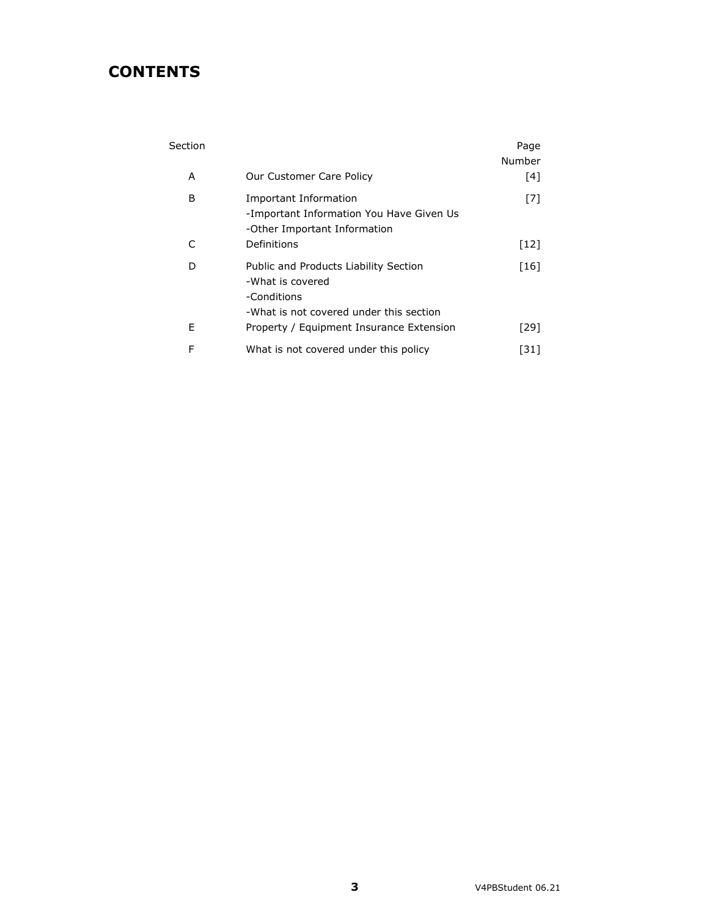# CONTENTS

| Section | | Page Number |
|---|---|---|
| A | Our Customer Care Policy | [4] |
| B | Important Information<br>-Important Information You Have Given Us<br>-Other Important Information | [7] |
| C | Definitions | [12] |
| D | Public and Products Liability Section<br>-What is covered<br>-Conditions<br>-What is not covered under this section | [16] |
| E | Property / Equipment Insurance Extension | [29] |
| F | What is not covered under this policy | [31] |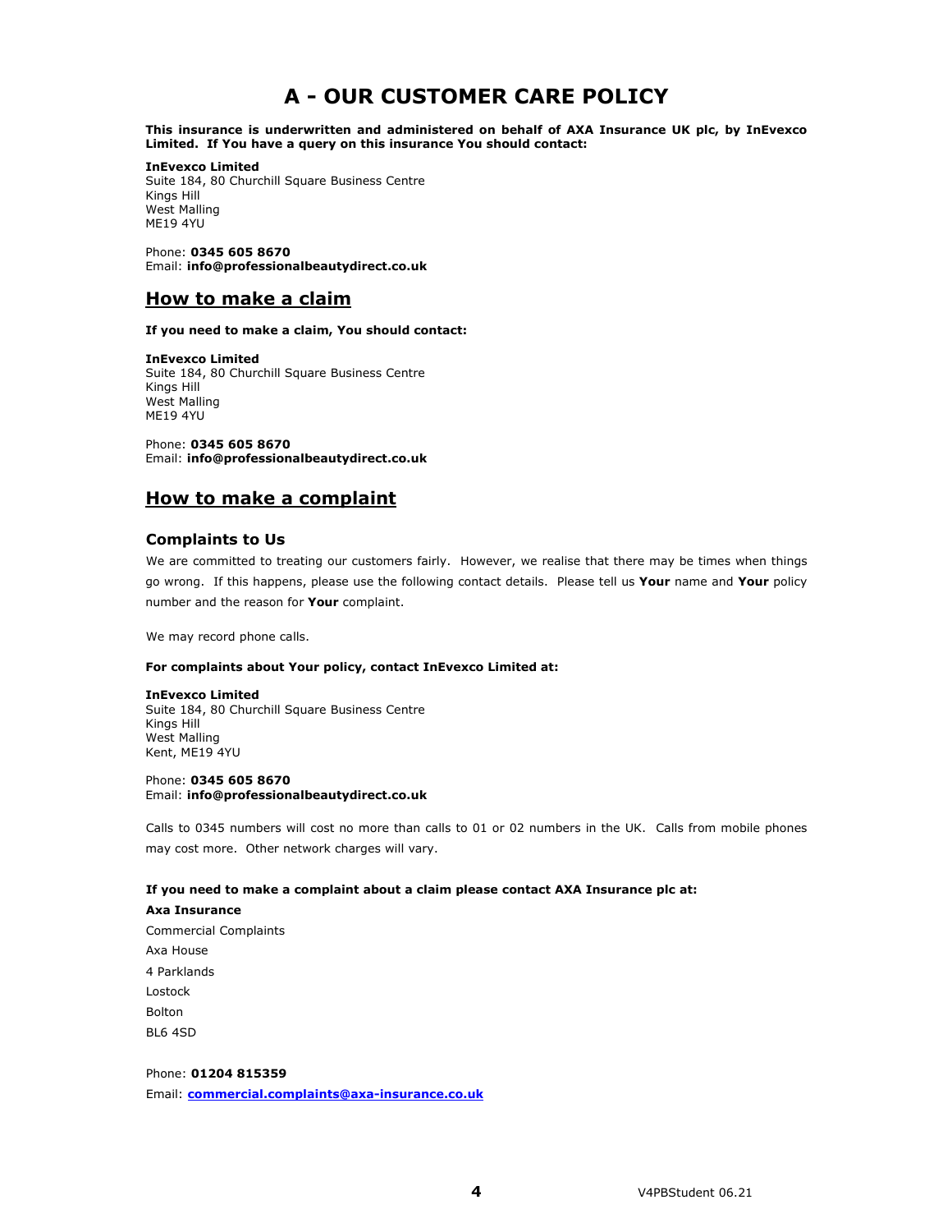# A - OUR CUSTOMER CARE POLICY

**This insurance is underwritten and administered on behalf of AXA Insurance UK plc, by InEvexco Limited. If You have a query on this insurance You should contact:**

**InEvexco Limited**
Suite 184, 80 Churchill Square Business Centre
Kings Hill
West Malling
ME19 4YU

Phone: **0345 605 8670**
Email: **info@professionalbeautydirect.co.uk**

## How to make a claim

**If you need to make a claim, You should contact:**

**InEvexco Limited**
Suite 184, 80 Churchill Square Business Centre
Kings Hill
West Malling
ME19 4YU

Phone: **0345 605 8670**
Email: **info@professionalbeautydirect.co.uk**

## How to make a complaint

### Complaints to Us

We are committed to treating our customers fairly. However, we realise that there may be times when things go wrong. If this happens, please use the following contact details. Please tell us **Your** name and **Your** policy number and the reason for **Your** complaint.

We may record phone calls.

**For complaints about Your policy, contact InEvexco Limited at:**

**InEvexco Limited**
Suite 184, 80 Churchill Square Business Centre
Kings Hill
West Malling
Kent, ME19 4YU

Phone: **0345 605 8670**
Email: **info@professionalbeautydirect.co.uk**

Calls to 0345 numbers will cost no more than calls to 01 or 02 numbers in the UK. Calls from mobile phones may cost more. Other network charges will vary.

**If you need to make a complaint about a claim please contact AXA Insurance plc at:**

**Axa Insurance**
Commercial Complaints
Axa House
4 Parklands
Lostock
Bolton
BL6 4SD

Phone: **01204 815359**
Email: **commercial.complaints@axa-insurance.co.uk**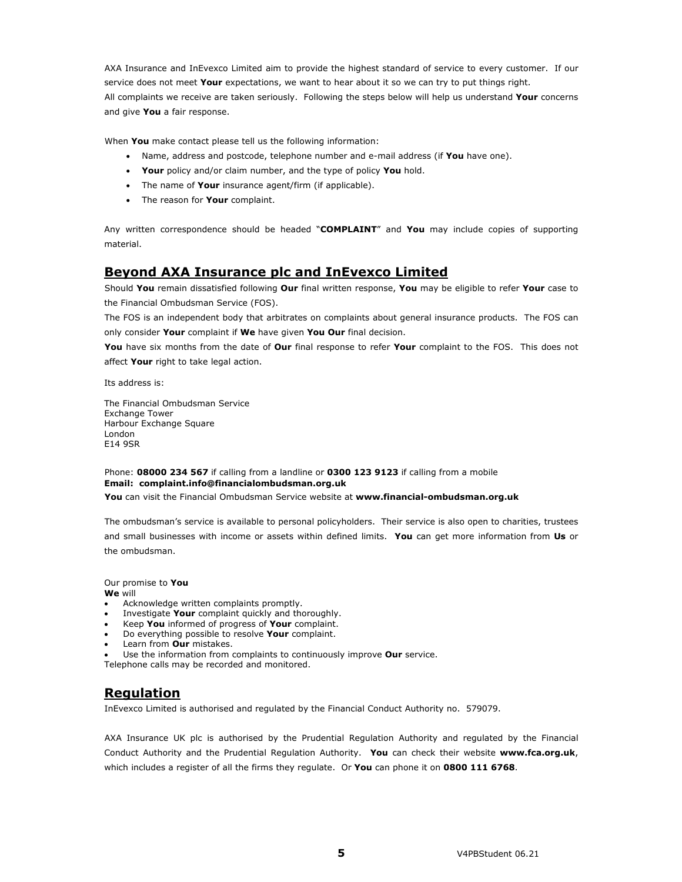AXA Insurance and InEvexco Limited aim to provide the highest standard of service to every customer. If our service does not meet **Your** expectations, we want to hear about it so we can try to put things right.
All complaints we receive are taken seriously. Following the steps below will help us understand **Your** concerns and give **You** a fair response.

When **You** make contact please tell us the following information:

- Name, address and postcode, telephone number and e-mail address (if **You** have one).
- **Your** policy and/or claim number, and the type of policy **You** hold.
- The name of **Your** insurance agent/firm (if applicable).
- The reason for **Your** complaint.

Any written correspondence should be headed "**COMPLAINT**" and **You** may include copies of supporting material.

## Beyond AXA Insurance plc and InEvexco Limited

Should **You** remain dissatisfied following **Our** final written response, **You** may be eligible to refer **Your** case to the Financial Ombudsman Service (FOS).
The FOS is an independent body that arbitrates on complaints about general insurance products. The FOS can only consider **Your** complaint if **We** have given **You Our** final decision.
**You** have six months from the date of **Our** final response to refer **Your** complaint to the FOS. This does not affect **Your** right to take legal action.

Its address is:

The Financial Ombudsman Service
Exchange Tower
Harbour Exchange Square
London
E14 9SR

Phone: **08000 234 567** if calling from a landline or **0300 123 9123** if calling from a mobile
**Email: complaint.info@financialombudsman.org.uk**
**You** can visit the Financial Ombudsman Service website at **www.financial-ombudsman.org.uk**

The ombudsman's service is available to personal policyholders. Their service is also open to charities, trustees and small businesses with income or assets within defined limits. **You** can get more information from **Us** or the ombudsman.

Our promise to **You**
**We** will

- Acknowledge written complaints promptly.
- Investigate **Your** complaint quickly and thoroughly.
- Keep **You** informed of progress of **Your** complaint.
- Do everything possible to resolve **Your** complaint.
- Learn from **Our** mistakes.
- Use the information from complaints to continuously improve **Our** service.

Telephone calls may be recorded and monitored.

## Regulation

InEvexco Limited is authorised and regulated by the Financial Conduct Authority no. 579079.

AXA Insurance UK plc is authorised by the Prudential Regulation Authority and regulated by the Financial Conduct Authority and the Prudential Regulation Authority. **You** can check their website **www.fca.org.uk**, which includes a register of all the firms they regulate. Or **You** can phone it on **0800 111 6768**.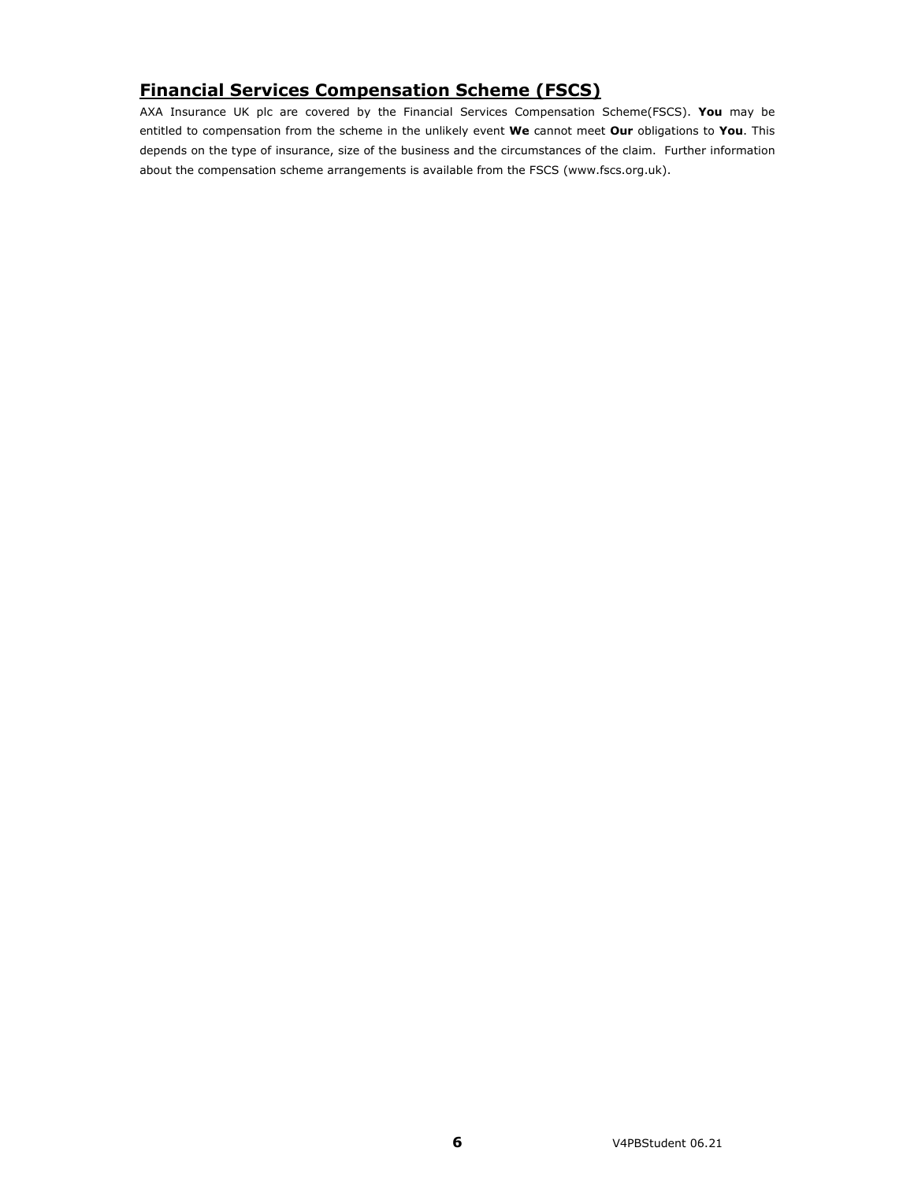## Financial Services Compensation Scheme (FSCS)

AXA Insurance UK plc are covered by the Financial Services Compensation Scheme(FSCS). **You** may be entitled to compensation from the scheme in the unlikely event **We** cannot meet **Our** obligations to **You**. This depends on the type of insurance, size of the business and the circumstances of the claim. Further information about the compensation scheme arrangements is available from the FSCS (www.fscs.org.uk).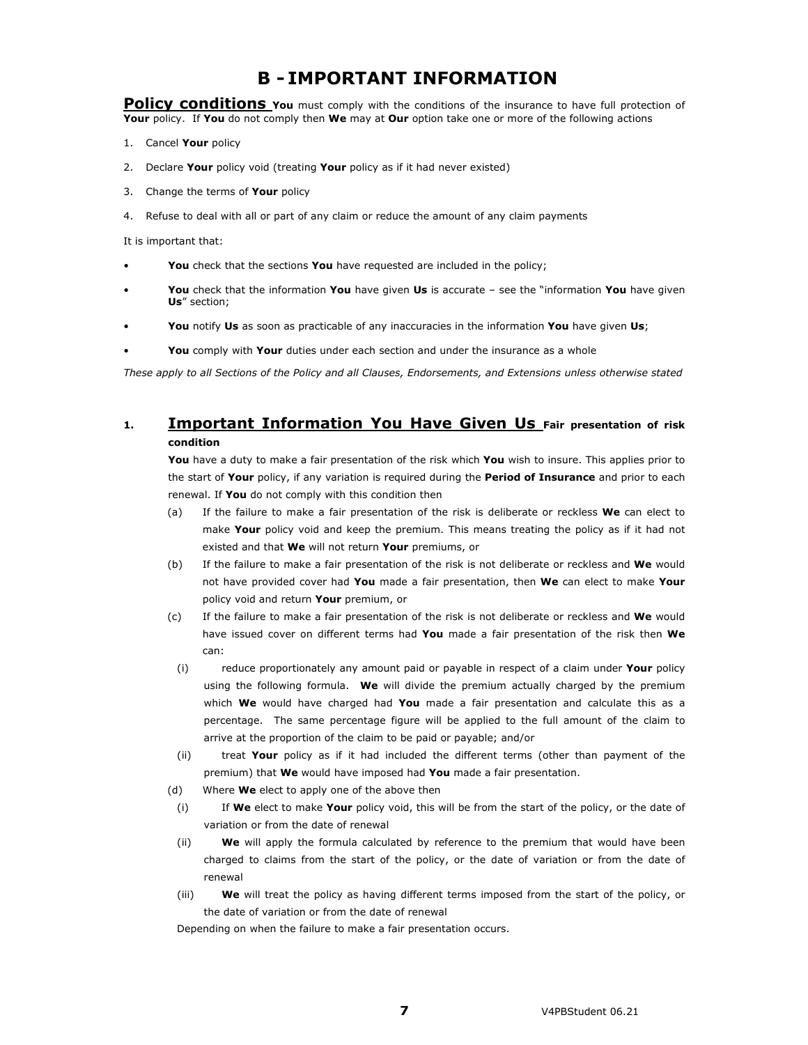# B - IMPORTANT INFORMATION

**Policy conditions** **You** must comply with the conditions of the insurance to have full protection of **Your** policy. If **You** do not comply then **We** may at **Our** option take one or more of the following actions

1. Cancel **Your** policy
2. Declare **Your** policy void (treating **Your** policy as if it had never existed)
3. Change the terms of **Your** policy
4. Refuse to deal with all or part of any claim or reduce the amount of any claim payments

It is important that:

- **You** check that the sections **You** have requested are included in the policy;
- **You** check that the information **You** have given **Us** is accurate – see the "information **You** have given **Us**" section;
- **You** notify **Us** as soon as practicable of any inaccuracies in the information **You** have given **Us**;
- **You** comply with **Your** duties under each section and under the insurance as a whole

*These apply to all Sections of the Policy and all Clauses, Endorsements, and Extensions unless otherwise stated*

## 1. Important Information You Have Given Us **Fair presentation of risk condition**

**You** have a duty to make a fair presentation of the risk which **You** wish to insure. This applies prior to the start of **Your** policy, if any variation is required during the **Period of Insurance** and prior to each renewal. If **You** do not comply with this condition then

(a) If the failure to make a fair presentation of the risk is deliberate or reckless **We** can elect to make **Your** policy void and keep the premium. This means treating the policy as if it had not existed and that **We** will not return **Your** premiums, or

(b) If the failure to make a fair presentation of the risk is not deliberate or reckless and **We** would not have provided cover had **You** made a fair presentation, then **We** can elect to make **Your** policy void and return **Your** premium, or

(c) If the failure to make a fair presentation of the risk is not deliberate or reckless and **We** would have issued cover on different terms had **You** made a fair presentation of the risk then **We** can:

  (i) reduce proportionately any amount paid or payable in respect of a claim under **Your** policy using the following formula. **We** will divide the premium actually charged by the premium which **We** would have charged had **You** made a fair presentation and calculate this as a percentage. The same percentage figure will be applied to the full amount of the claim to arrive at the proportion of the claim to be paid or payable; and/or

  (ii) treat **Your** policy as if it had included the different terms (other than payment of the premium) that **We** would have imposed had **You** made a fair presentation.

(d) Where **We** elect to apply one of the above then

  (i) If **We** elect to make **Your** policy void, this will be from the start of the policy, or the date of variation or from the date of renewal

  (ii) **We** will apply the formula calculated by reference to the premium that would have been charged to claims from the start of the policy, or the date of variation or from the date of renewal

  (iii) **We** will treat the policy as having different terms imposed from the start of the policy, or the date of variation or from the date of renewal

Depending on when the failure to make a fair presentation occurs.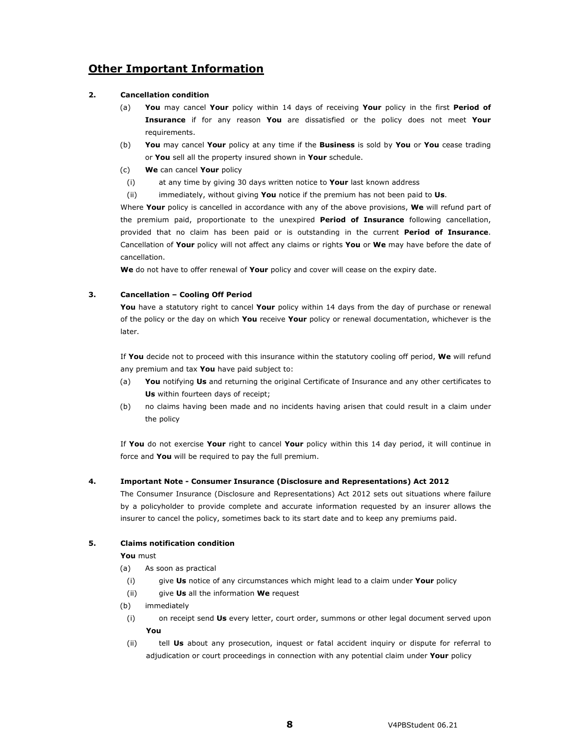## Other Important Information

**2. Cancellation condition**

(a) **You** may cancel **Your** policy within 14 days of receiving **Your** policy in the first **Period of Insurance** if for any reason **You** are dissatisfied or the policy does not meet **Your** requirements.

(b) **You** may cancel **Your** policy at any time if the **Business** is sold by **You** or **You** cease trading or **You** sell all the property insured shown in **Your** schedule.

(c) **We** can cancel **Your** policy

(i) at any time by giving 30 days written notice to **Your** last known address

(ii) immediately, without giving **You** notice if the premium has not been paid to **Us**.

Where **Your** policy is cancelled in accordance with any of the above provisions, **We** will refund part of the premium paid, proportionate to the unexpired **Period of Insurance** following cancellation, provided that no claim has been paid or is outstanding in the current **Period of Insurance**. Cancellation of **Your** policy will not affect any claims or rights **You** or **We** may have before the date of cancellation.

**We** do not have to offer renewal of **Your** policy and cover will cease on the expiry date.

**3. Cancellation – Cooling Off Period**

**You** have a statutory right to cancel **Your** policy within 14 days from the day of purchase or renewal of the policy or the day on which **You** receive **Your** policy or renewal documentation, whichever is the later.

If **You** decide not to proceed with this insurance within the statutory cooling off period, **We** will refund any premium and tax **You** have paid subject to:

(a) **You** notifying **Us** and returning the original Certificate of Insurance and any other certificates to **Us** within fourteen days of receipt;

(b) no claims having been made and no incidents having arisen that could result in a claim under the policy

If **You** do not exercise **Your** right to cancel **Your** policy within this 14 day period, it will continue in force and **You** will be required to pay the full premium.

**4. Important Note - Consumer Insurance (Disclosure and Representations) Act 2012**

The Consumer Insurance (Disclosure and Representations) Act 2012 sets out situations where failure by a policyholder to provide complete and accurate information requested by an insurer allows the insurer to cancel the policy, sometimes back to its start date and to keep any premiums paid.

**5. Claims notification condition**

**You** must

(a) As soon as practical

(i) give **Us** notice of any circumstances which might lead to a claim under **Your** policy

(ii) give **Us** all the information **We** request

(b) immediately

(i) on receipt send **Us** every letter, court order, summons or other legal document served upon **You**

(ii) tell **Us** about any prosecution, inquest or fatal accident inquiry or dispute for referral to adjudication or court proceedings in connection with any potential claim under **Your** policy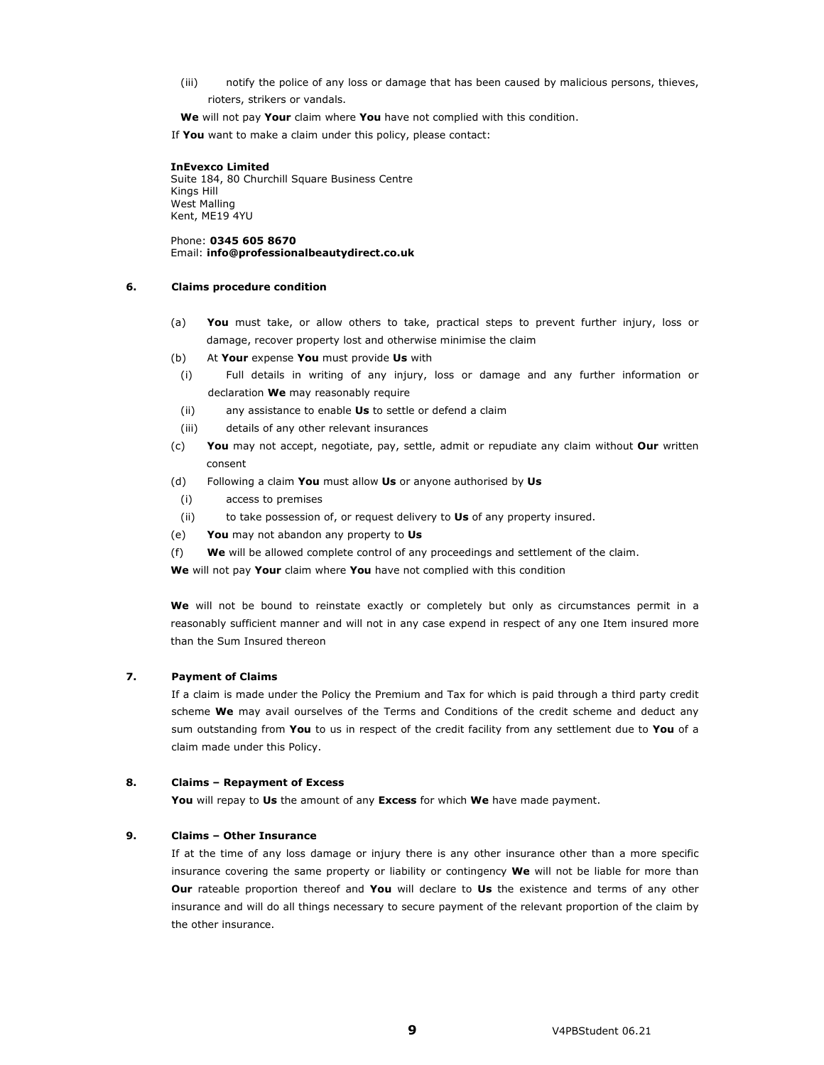(iii) notify the police of any loss or damage that has been caused by malicious persons, thieves, rioters, strikers or vandals.

**We** will not pay **Your** claim where **You** have not complied with this condition.

If **You** want to make a claim under this policy, please contact:

**InEvexco Limited**
Suite 184, 80 Churchill Square Business Centre
Kings Hill
West Malling
Kent, ME19 4YU

Phone: **0345 605 8670**
Email: **info@professionalbeautydirect.co.uk**

### 6. Claims procedure condition

(a) **You** must take, or allow others to take, practical steps to prevent further injury, loss or damage, recover property lost and otherwise minimise the claim

(b) At **Your** expense **You** must provide **Us** with

(i) Full details in writing of any injury, loss or damage and any further information or declaration **We** may reasonably require

(ii) any assistance to enable **Us** to settle or defend a claim

(iii) details of any other relevant insurances

(c) **You** may not accept, negotiate, pay, settle, admit or repudiate any claim without **Our** written consent

(d) Following a claim **You** must allow **Us** or anyone authorised by **Us**

(i) access to premises

(ii) to take possession of, or request delivery to **Us** of any property insured.

(e) **You** may not abandon any property to **Us**

(f) **We** will be allowed complete control of any proceedings and settlement of the claim.

**We** will not pay **Your** claim where **You** have not complied with this condition

**We** will not be bound to reinstate exactly or completely but only as circumstances permit in a reasonably sufficient manner and will not in any case expend in respect of any one Item insured more than the Sum Insured thereon

### 7. Payment of Claims

If a claim is made under the Policy the Premium and Tax for which is paid through a third party credit scheme **We** may avail ourselves of the Terms and Conditions of the credit scheme and deduct any sum outstanding from **You** to us in respect of the credit facility from any settlement due to **You** of a claim made under this Policy.

### 8. Claims – Repayment of Excess

**You** will repay to **Us** the amount of any **Excess** for which **We** have made payment.

### 9. Claims – Other Insurance

If at the time of any loss damage or injury there is any other insurance other than a more specific insurance covering the same property or liability or contingency **We** will not be liable for more than **Our** rateable proportion thereof and **You** will declare to **Us** the existence and terms of any other insurance and will do all things necessary to secure payment of the relevant proportion of the claim by the other insurance.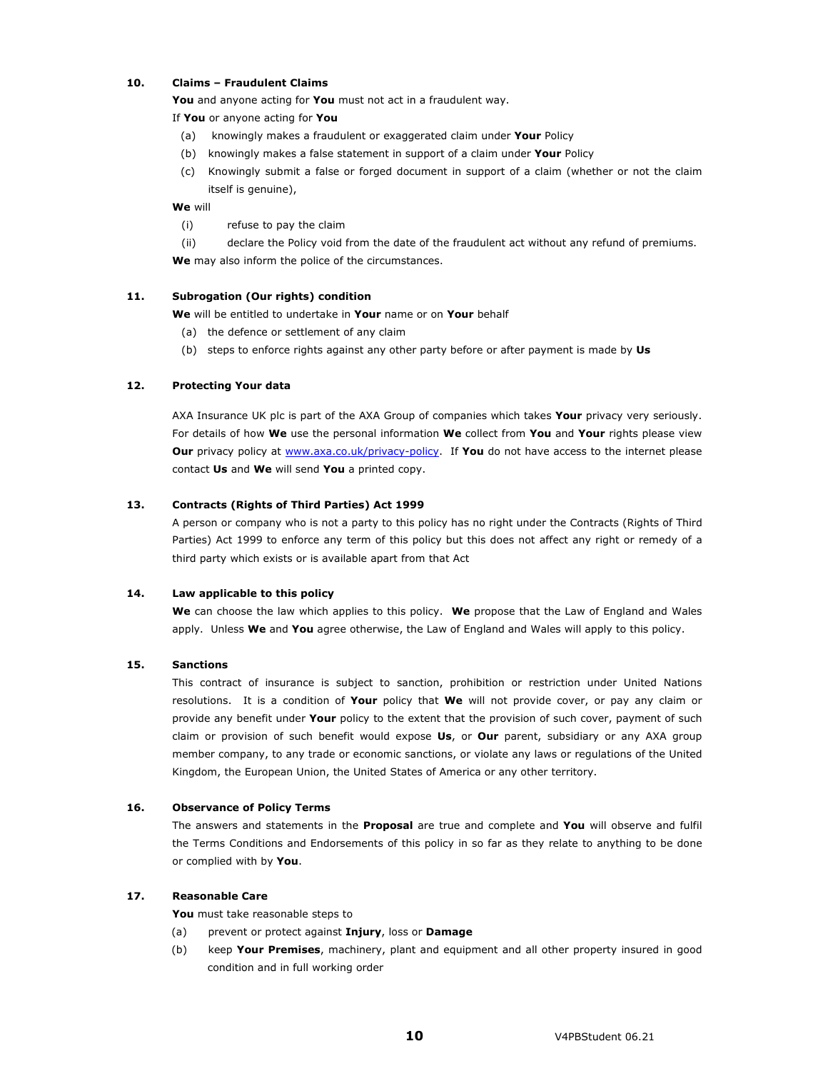**10. Claims – Fraudulent Claims**

**You** and anyone acting for **You** must not act in a fraudulent way.

If **You** or anyone acting for **You**

(a) knowingly makes a fraudulent or exaggerated claim under **Your** Policy

(b) knowingly makes a false statement in support of a claim under **Your** Policy

(c) Knowingly submit a false or forged document in support of a claim (whether or not the claim itself is genuine),

**We** will

(i) refuse to pay the claim

(ii) declare the Policy void from the date of the fraudulent act without any refund of premiums.

**We** may also inform the police of the circumstances.

**11. Subrogation (Our rights) condition**

**We** will be entitled to undertake in **Your** name or on **Your** behalf

(a) the defence or settlement of any claim

(b) steps to enforce rights against any other party before or after payment is made by **Us**

**12. Protecting Your data**

AXA Insurance UK plc is part of the AXA Group of companies which takes **Your** privacy very seriously. For details of how **We** use the personal information **We** collect from **You** and **Your** rights please view **Our** privacy policy at www.axa.co.uk/privacy-policy. If **You** do not have access to the internet please contact **Us** and **We** will send **You** a printed copy.

**13. Contracts (Rights of Third Parties) Act 1999**

A person or company who is not a party to this policy has no right under the Contracts (Rights of Third Parties) Act 1999 to enforce any term of this policy but this does not affect any right or remedy of a third party which exists or is available apart from that Act

**14. Law applicable to this policy**

**We** can choose the law which applies to this policy. **We** propose that the Law of England and Wales apply. Unless **We** and **You** agree otherwise, the Law of England and Wales will apply to this policy.

**15. Sanctions**

This contract of insurance is subject to sanction, prohibition or restriction under United Nations resolutions. It is a condition of **Your** policy that **We** will not provide cover, or pay any claim or provide any benefit under **Your** policy to the extent that the provision of such cover, payment of such claim or provision of such benefit would expose **Us**, or **Our** parent, subsidiary or any AXA group member company, to any trade or economic sanctions, or violate any laws or regulations of the United Kingdom, the European Union, the United States of America or any other territory.

**16. Observance of Policy Terms**

The answers and statements in the **Proposal** are true and complete and **You** will observe and fulfil the Terms Conditions and Endorsements of this policy in so far as they relate to anything to be done or complied with by **You**.

**17. Reasonable Care**

**You** must take reasonable steps to

(a) prevent or protect against **Injury**, loss or **Damage**

(b) keep **Your Premises**, machinery, plant and equipment and all other property insured in good condition and in full working order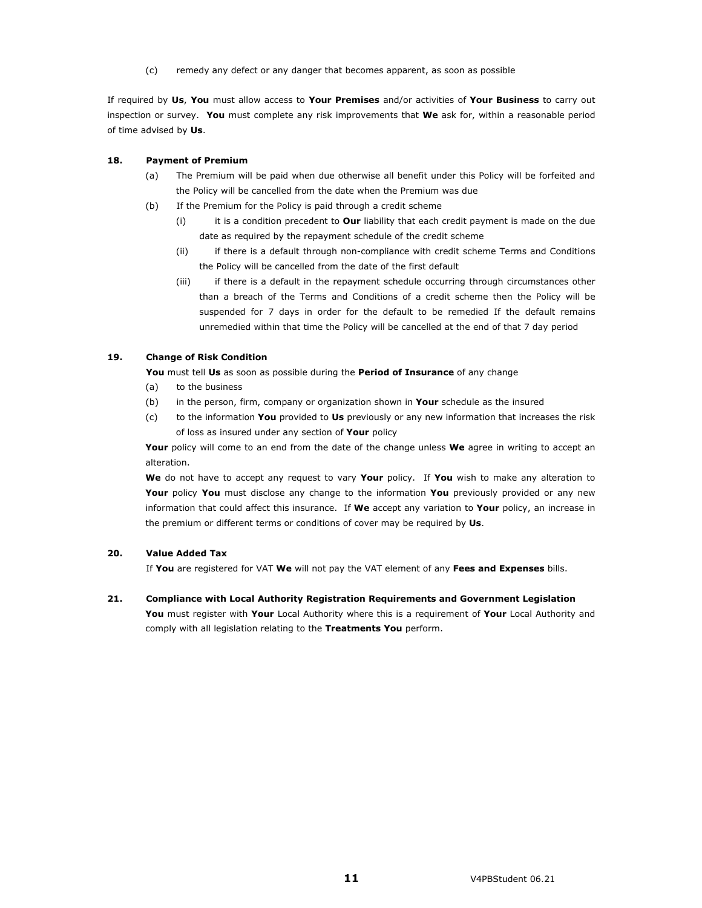(c) remedy any defect or any danger that becomes apparent, as soon as possible

If required by **Us**, **You** must allow access to **Your Premises** and/or activities of **Your Business** to carry out inspection or survey. **You** must complete any risk improvements that **We** ask for, within a reasonable period of time advised by **Us**.

**18. Payment of Premium**

(a) The Premium will be paid when due otherwise all benefit under this Policy will be forfeited and the Policy will be cancelled from the date when the Premium was due

(b) If the Premium for the Policy is paid through a credit scheme

(i) it is a condition precedent to **Our** liability that each credit payment is made on the due date as required by the repayment schedule of the credit scheme

(ii) if there is a default through non-compliance with credit scheme Terms and Conditions the Policy will be cancelled from the date of the first default

(iii) if there is a default in the repayment schedule occurring through circumstances other than a breach of the Terms and Conditions of a credit scheme then the Policy will be suspended for 7 days in order for the default to be remedied If the default remains unremedied within that time the Policy will be cancelled at the end of that 7 day period

**19. Change of Risk Condition**

**You** must tell **Us** as soon as possible during the **Period of Insurance** of any change

(a) to the business

(b) in the person, firm, company or organization shown in **Your** schedule as the insured

(c) to the information **You** provided to **Us** previously or any new information that increases the risk of loss as insured under any section of **Your** policy

**Your** policy will come to an end from the date of the change unless **We** agree in writing to accept an alteration.

**We** do not have to accept any request to vary **Your** policy. If **You** wish to make any alteration to **Your** policy **You** must disclose any change to the information **You** previously provided or any new information that could affect this insurance. If **We** accept any variation to **Your** policy, an increase in the premium or different terms or conditions of cover may be required by **Us**.

**20. Value Added Tax**

If **You** are registered for VAT **We** will not pay the VAT element of any **Fees and Expenses** bills.

**21. Compliance with Local Authority Registration Requirements and Government Legislation**

**You** must register with **Your** Local Authority where this is a requirement of **Your** Local Authority and comply with all legislation relating to the **Treatments You** perform.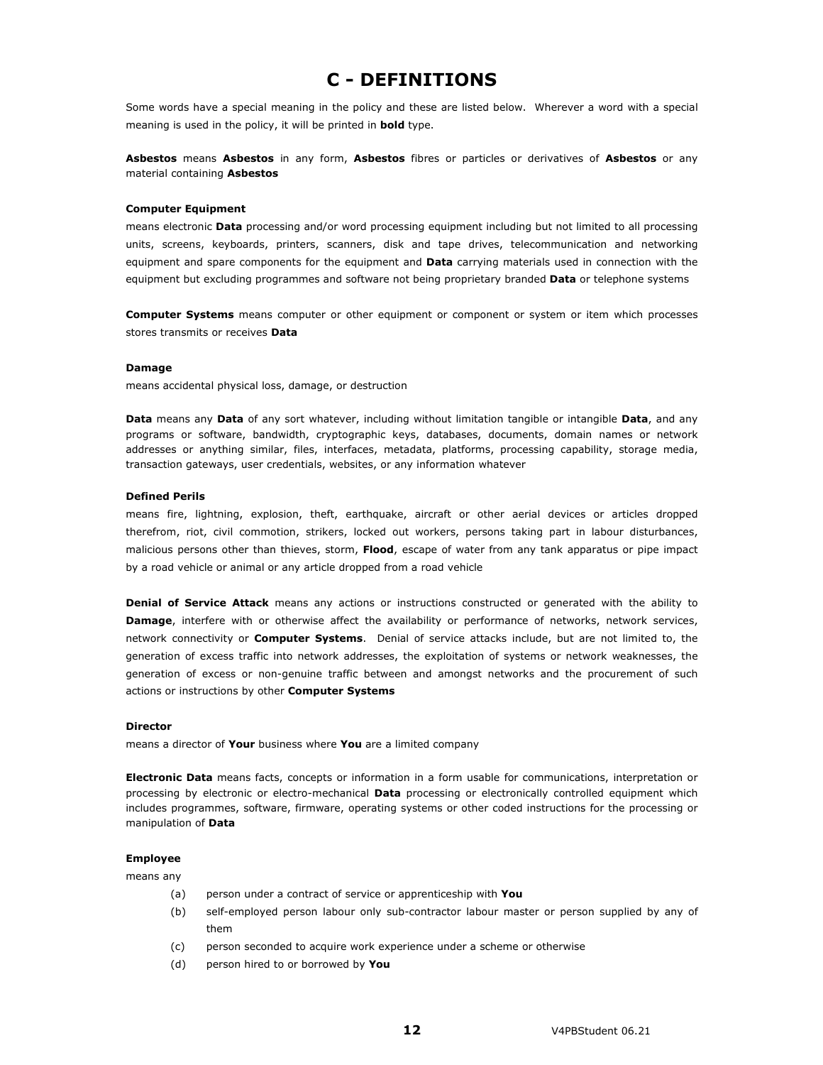# C - DEFINITIONS

Some words have a special meaning in the policy and these are listed below. Wherever a word with a special meaning is used in the policy, it will be printed in **bold** type.

**Asbestos** means **Asbestos** in any form, **Asbestos** fibres or particles or derivatives of **Asbestos** or any material containing **Asbestos**

**Computer Equipment**

means electronic **Data** processing and/or word processing equipment including but not limited to all processing units, screens, keyboards, printers, scanners, disk and tape drives, telecommunication and networking equipment and spare components for the equipment and **Data** carrying materials used in connection with the equipment but excluding programmes and software not being proprietary branded **Data** or telephone systems

**Computer Systems** means computer or other equipment or component or system or item which processes stores transmits or receives **Data**

**Damage**

means accidental physical loss, damage, or destruction

**Data** means any **Data** of any sort whatever, including without limitation tangible or intangible **Data**, and any programs or software, bandwidth, cryptographic keys, databases, documents, domain names or network addresses or anything similar, files, interfaces, metadata, platforms, processing capability, storage media, transaction gateways, user credentials, websites, or any information whatever

**Defined Perils**

means fire, lightning, explosion, theft, earthquake, aircraft or other aerial devices or articles dropped therefrom, riot, civil commotion, strikers, locked out workers, persons taking part in labour disturbances, malicious persons other than thieves, storm, **Flood**, escape of water from any tank apparatus or pipe impact by a road vehicle or animal or any article dropped from a road vehicle

**Denial of Service Attack** means any actions or instructions constructed or generated with the ability to **Damage**, interfere with or otherwise affect the availability or performance of networks, network services, network connectivity or **Computer Systems**. Denial of service attacks include, but are not limited to, the generation of excess traffic into network addresses, the exploitation of systems or network weaknesses, the generation of excess or non-genuine traffic between and amongst networks and the procurement of such actions or instructions by other **Computer Systems**

**Director**

means a director of **Your** business where **You** are a limited company

**Electronic Data** means facts, concepts or information in a form usable for communications, interpretation or processing by electronic or electro-mechanical **Data** processing or electronically controlled equipment which includes programmes, software, firmware, operating systems or other coded instructions for the processing or manipulation of **Data**

**Employee**

means any

(a) person under a contract of service or apprenticeship with **You**

(b) self-employed person labour only sub-contractor labour master or person supplied by any of them

(c) person seconded to acquire work experience under a scheme or otherwise

(d) person hired to or borrowed by **You**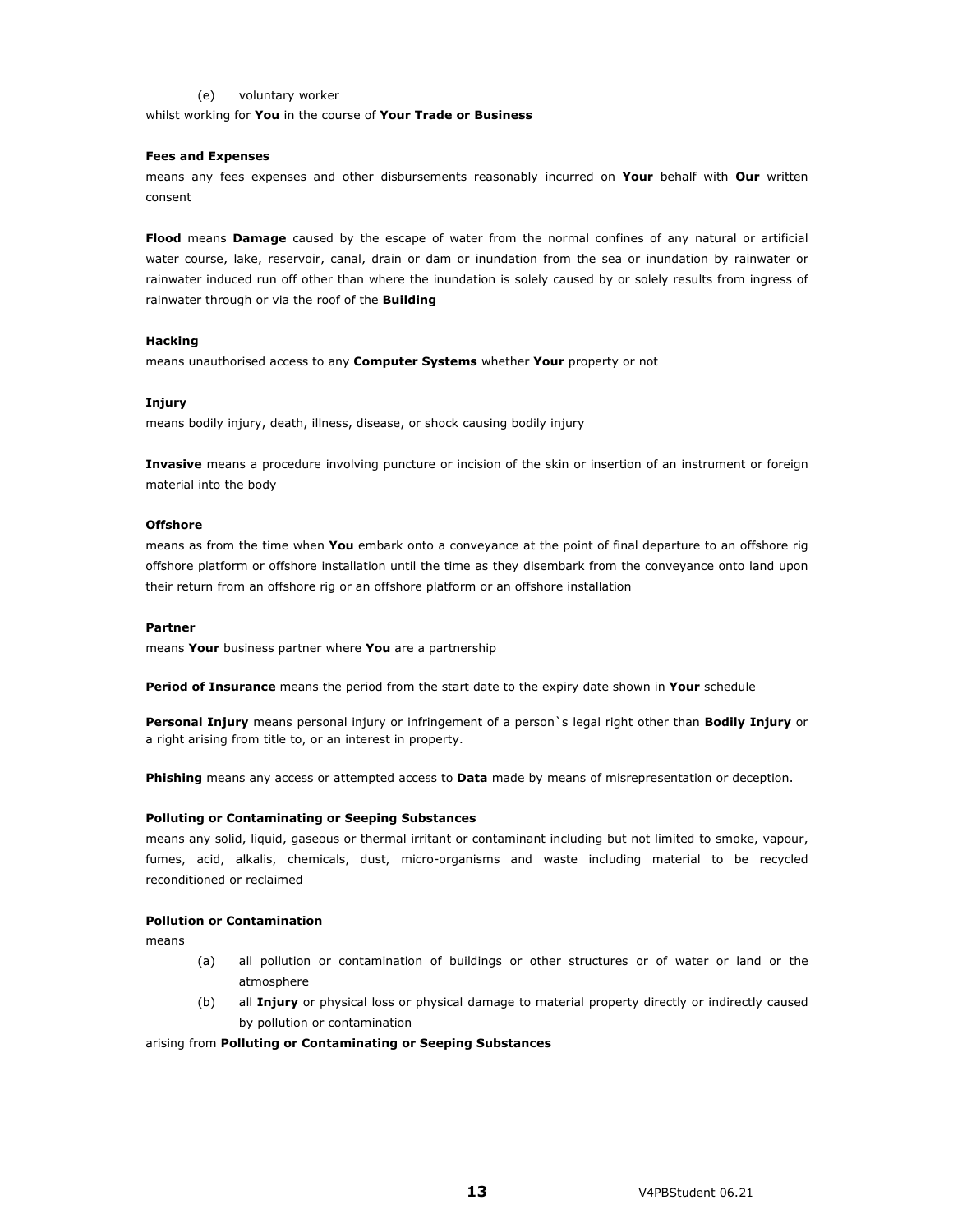(e) voluntary worker

whilst working for **You** in the course of **Your Trade or Business**

**Fees and Expenses**

means any fees expenses and other disbursements reasonably incurred on **Your** behalf with **Our** written consent

**Flood** means **Damage** caused by the escape of water from the normal confines of any natural or artificial water course, lake, reservoir, canal, drain or dam or inundation from the sea or inundation by rainwater or rainwater induced run off other than where the inundation is solely caused by or solely results from ingress of rainwater through or via the roof of the **Building**

**Hacking**

means unauthorised access to any **Computer Systems** whether **Your** property or not

**Injury**

means bodily injury, death, illness, disease, or shock causing bodily injury

**Invasive** means a procedure involving puncture or incision of the skin or insertion of an instrument or foreign material into the body

**Offshore**

means as from the time when **You** embark onto a conveyance at the point of final departure to an offshore rig offshore platform or offshore installation until the time as they disembark from the conveyance onto land upon their return from an offshore rig or an offshore platform or an offshore installation

**Partner**

means **Your** business partner where **You** are a partnership

**Period of Insurance** means the period from the start date to the expiry date shown in **Your** schedule

**Personal Injury** means personal injury or infringement of a person`s legal right other than **Bodily Injury** or a right arising from title to, or an interest in property.

**Phishing** means any access or attempted access to **Data** made by means of misrepresentation or deception.

**Polluting or Contaminating or Seeping Substances**

means any solid, liquid, gaseous or thermal irritant or contaminant including but not limited to smoke, vapour, fumes, acid, alkalis, chemicals, dust, micro-organisms and waste including material to be recycled reconditioned or reclaimed

**Pollution or Contamination**

means

(a) all pollution or contamination of buildings or other structures or of water or land or the atmosphere

(b) all **Injury** or physical loss or physical damage to material property directly or indirectly caused by pollution or contamination

arising from **Polluting or Contaminating or Seeping Substances**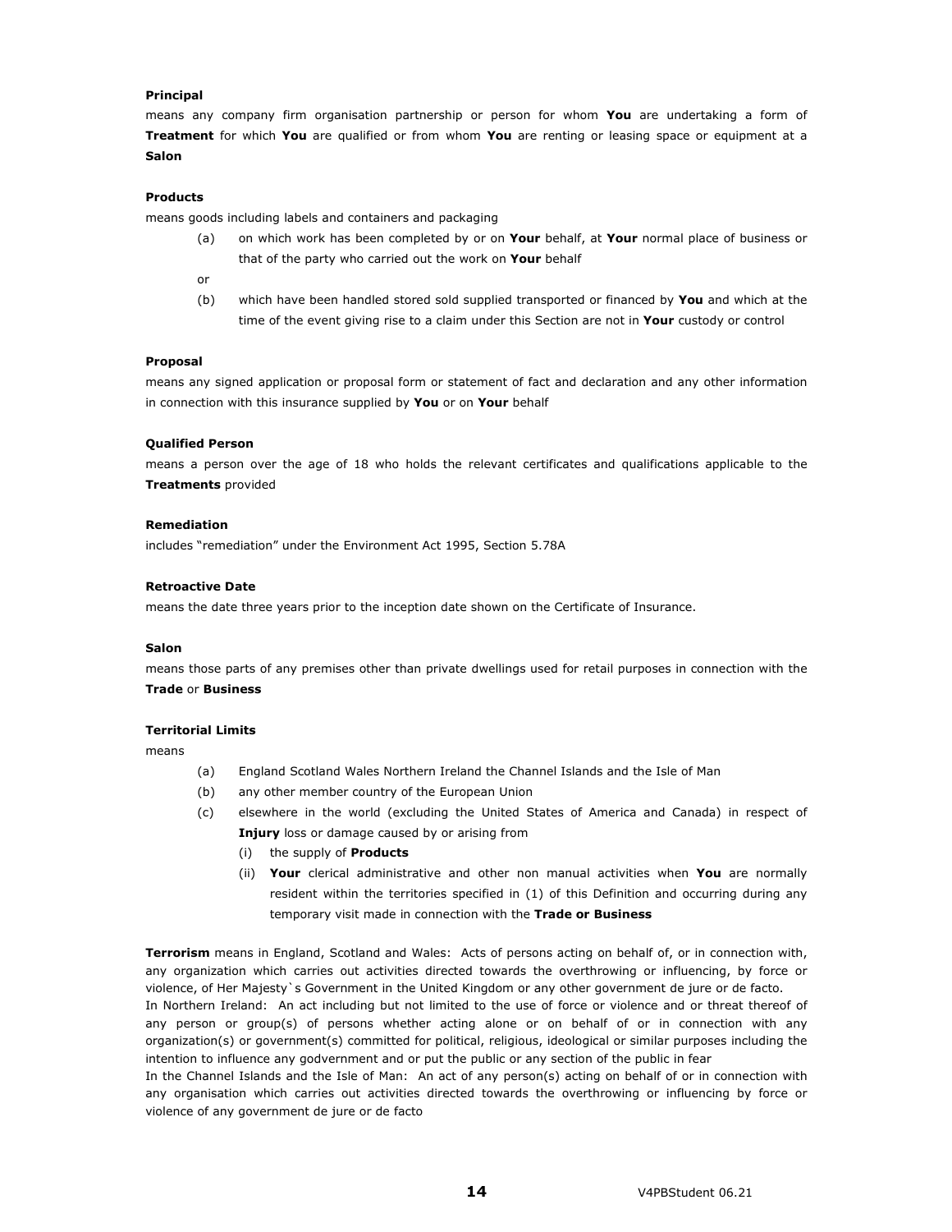**Principal**

means any company firm organisation partnership or person for whom **You** are undertaking a form of **Treatment** for which **You** are qualified or from whom **You** are renting or leasing space or equipment at a **Salon**

**Products**

means goods including labels and containers and packaging

(a) on which work has been completed by or on **Your** behalf, at **Your** normal place of business or that of the party who carried out the work on **Your** behalf

or

(b) which have been handled stored sold supplied transported or financed by **You** and which at the time of the event giving rise to a claim under this Section are not in **Your** custody or control

**Proposal**

means any signed application or proposal form or statement of fact and declaration and any other information in connection with this insurance supplied by **You** or on **Your** behalf

**Qualified Person**

means a person over the age of 18 who holds the relevant certificates and qualifications applicable to the **Treatments** provided

**Remediation**

includes "remediation" under the Environment Act 1995, Section 5.78A

**Retroactive Date**

means the date three years prior to the inception date shown on the Certificate of Insurance.

**Salon**

means those parts of any premises other than private dwellings used for retail purposes in connection with the **Trade** or **Business**

**Territorial Limits**

means

(a) England Scotland Wales Northern Ireland the Channel Islands and the Isle of Man

(b) any other member country of the European Union

(c) elsewhere in the world (excluding the United States of America and Canada) in respect of **Injury** loss or damage caused by or arising from

 (i) the supply of **Products**

 (ii) **Your** clerical administrative and other non manual activities when **You** are normally resident within the territories specified in (1) of this Definition and occurring during any temporary visit made in connection with the **Trade or Business**

**Terrorism** means in England, Scotland and Wales: Acts of persons acting on behalf of, or in connection with, any organization which carries out activities directed towards the overthrowing or influencing, by force or violence, of Her Majesty`s Government in the United Kingdom or any other government de jure or de facto.

In Northern Ireland: An act including but not limited to the use of force or violence and or threat thereof of any person or group(s) of persons whether acting alone or on behalf of or in connection with any organization(s) or government(s) committed for political, religious, ideological or similar purposes including the intention to influence any godvernment and or put the public or any section of the public in fear

In the Channel Islands and the Isle of Man: An act of any person(s) acting on behalf of or in connection with any organisation which carries out activities directed towards the overthrowing or influencing by force or violence of any government de jure or de facto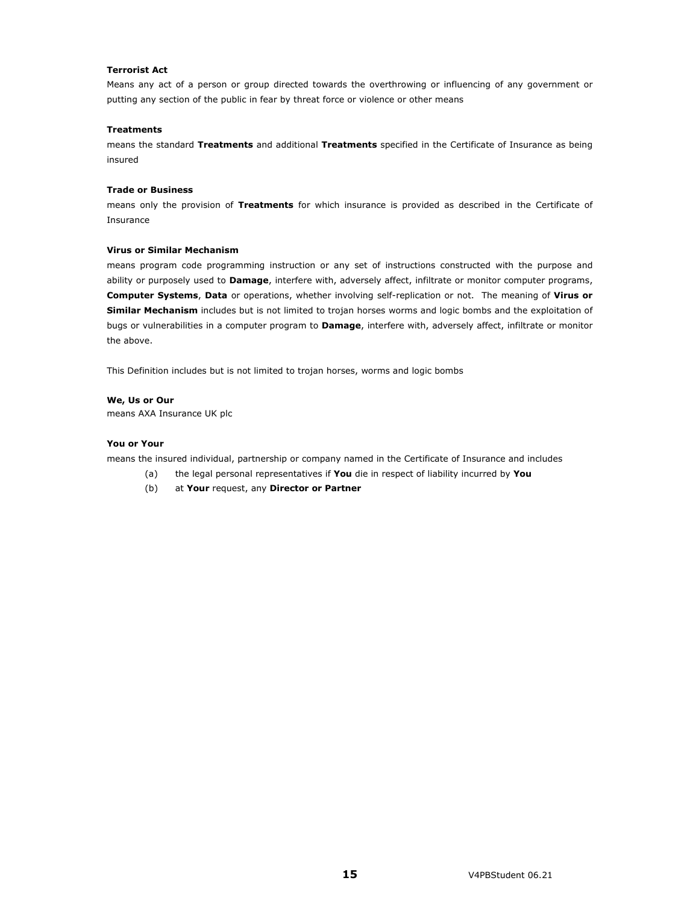**Terrorist Act**

Means any act of a person or group directed towards the overthrowing or influencing of any government or putting any section of the public in fear by threat force or violence or other means

**Treatments**

means the standard **Treatments** and additional **Treatments** specified in the Certificate of Insurance as being insured

**Trade or Business**

means only the provision of **Treatments** for which insurance is provided as described in the Certificate of Insurance

**Virus or Similar Mechanism**

means program code programming instruction or any set of instructions constructed with the purpose and ability or purposely used to **Damage**, interfere with, adversely affect, infiltrate or monitor computer programs, **Computer Systems**, **Data** or operations, whether involving self-replication or not. The meaning of **Virus or Similar Mechanism** includes but is not limited to trojan horses worms and logic bombs and the exploitation of bugs or vulnerabilities in a computer program to **Damage**, interfere with, adversely affect, infiltrate or monitor the above.

This Definition includes but is not limited to trojan horses, worms and logic bombs

**We, Us or Our**

means AXA Insurance UK plc

**You or Your**

means the insured individual, partnership or company named in the Certificate of Insurance and includes

(a) the legal personal representatives if **You** die in respect of liability incurred by **You**

(b) at **Your** request, any **Director or Partner**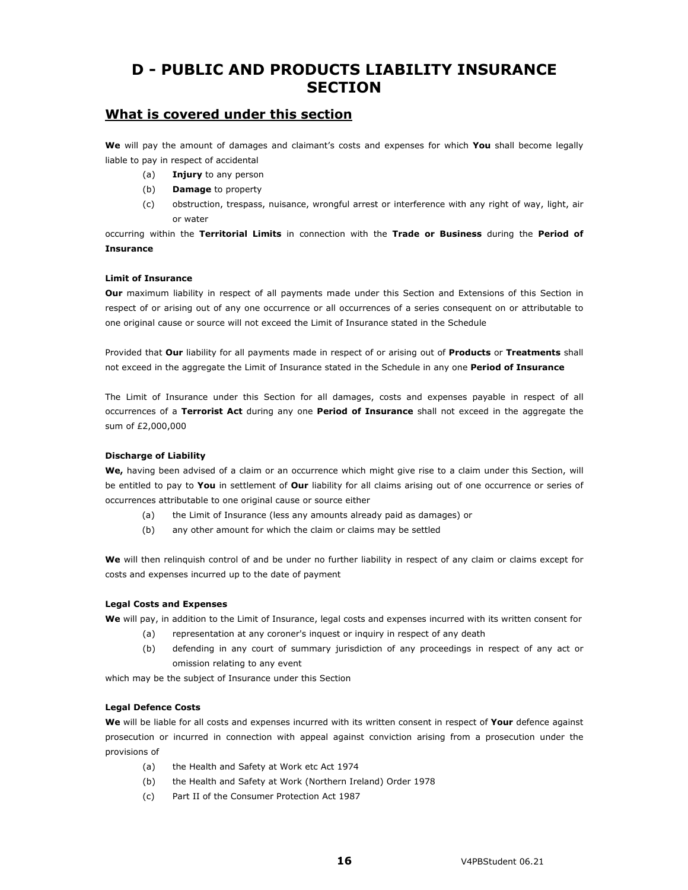# D - PUBLIC AND PRODUCTS LIABILITY INSURANCE SECTION

## What is covered under this section

**We** will pay the amount of damages and claimant's costs and expenses for which **You** shall become legally liable to pay in respect of accidental

- (a) **Injury** to any person
- (b) **Damage** to property
- (c) obstruction, trespass, nuisance, wrongful arrest or interference with any right of way, light, air or water

occurring within the **Territorial Limits** in connection with the **Trade or Business** during the **Period of Insurance**

**Limit of Insurance**

**Our** maximum liability in respect of all payments made under this Section and Extensions of this Section in respect of or arising out of any one occurrence or all occurrences of a series consequent on or attributable to one original cause or source will not exceed the Limit of Insurance stated in the Schedule

Provided that **Our** liability for all payments made in respect of or arising out of **Products** or **Treatments** shall not exceed in the aggregate the Limit of Insurance stated in the Schedule in any one **Period of Insurance**

The Limit of Insurance under this Section for all damages, costs and expenses payable in respect of all occurrences of a **Terrorist Act** during any one **Period of Insurance** shall not exceed in the aggregate the sum of £2,000,000

**Discharge of Liability**

**We,** having been advised of a claim or an occurrence which might give rise to a claim under this Section, will be entitled to pay to **You** in settlement of **Our** liability for all claims arising out of one occurrence or series of occurrences attributable to one original cause or source either

- (a) the Limit of Insurance (less any amounts already paid as damages) or
- (b) any other amount for which the claim or claims may be settled

**We** will then relinquish control of and be under no further liability in respect of any claim or claims except for costs and expenses incurred up to the date of payment

**Legal Costs and Expenses**

**We** will pay, in addition to the Limit of Insurance, legal costs and expenses incurred with its written consent for

- (a) representation at any coroner's inquest or inquiry in respect of any death
- (b) defending in any court of summary jurisdiction of any proceedings in respect of any act or omission relating to any event

which may be the subject of Insurance under this Section

**Legal Defence Costs**

**We** will be liable for all costs and expenses incurred with its written consent in respect of **Your** defence against prosecution or incurred in connection with appeal against conviction arising from a prosecution under the provisions of

- (a) the Health and Safety at Work etc Act 1974
- (b) the Health and Safety at Work (Northern Ireland) Order 1978
- (c) Part II of the Consumer Protection Act 1987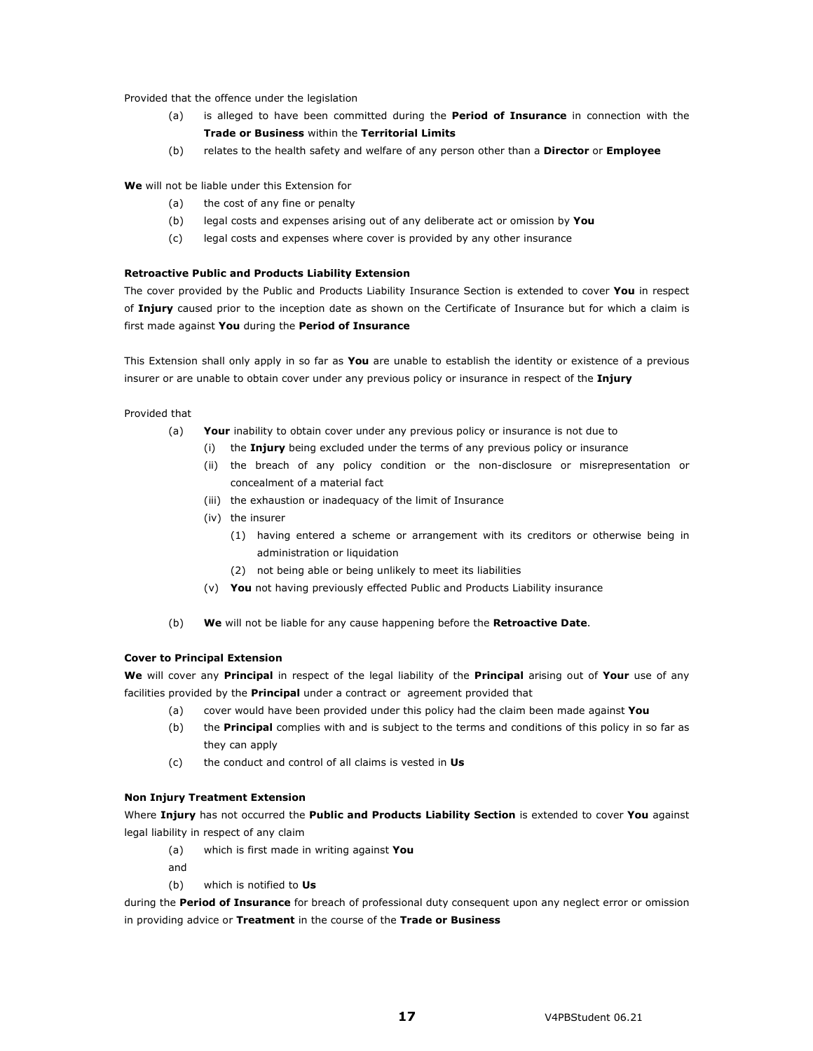Provided that the offence under the legislation

(a) is alleged to have been committed during the **Period of Insurance** in connection with the **Trade or Business** within the **Territorial Limits**

(b) relates to the health safety and welfare of any person other than a **Director** or **Employee**

**We** will not be liable under this Extension for

(a) the cost of any fine or penalty

(b) legal costs and expenses arising out of any deliberate act or omission by **You**

(c) legal costs and expenses where cover is provided by any other insurance

**Retroactive Public and Products Liability Extension**

The cover provided by the Public and Products Liability Insurance Section is extended to cover **You** in respect of **Injury** caused prior to the inception date as shown on the Certificate of Insurance but for which a claim is first made against **You** during the **Period of Insurance**

This Extension shall only apply in so far as **You** are unable to establish the identity or existence of a previous insurer or are unable to obtain cover under any previous policy or insurance in respect of the **Injury**

Provided that

(a) **Your** inability to obtain cover under any previous policy or insurance is not due to

 (i) the **Injury** being excluded under the terms of any previous policy or insurance

 (ii) the breach of any policy condition or the non-disclosure or misrepresentation or concealment of a material fact

 (iii) the exhaustion or inadequacy of the limit of Insurance

 (iv) the insurer

  (1) having entered a scheme or arrangement with its creditors or otherwise being in administration or liquidation

  (2) not being able or being unlikely to meet its liabilities

 (v) **You** not having previously effected Public and Products Liability insurance

(b) **We** will not be liable for any cause happening before the **Retroactive Date**.

**Cover to Principal Extension**

**We** will cover any **Principal** in respect of the legal liability of the **Principal** arising out of **Your** use of any facilities provided by the **Principal** under a contract or agreement provided that

(a) cover would have been provided under this policy had the claim been made against **You**

(b) the **Principal** complies with and is subject to the terms and conditions of this policy in so far as they can apply

(c) the conduct and control of all claims is vested in **Us**

**Non Injury Treatment Extension**

Where **Injury** has not occurred the **Public and Products Liability Section** is extended to cover **You** against legal liability in respect of any claim

(a) which is first made in writing against **You**

and

(b) which is notified to **Us**

during the **Period of Insurance** for breach of professional duty consequent upon any neglect error or omission in providing advice or **Treatment** in the course of the **Trade or Business**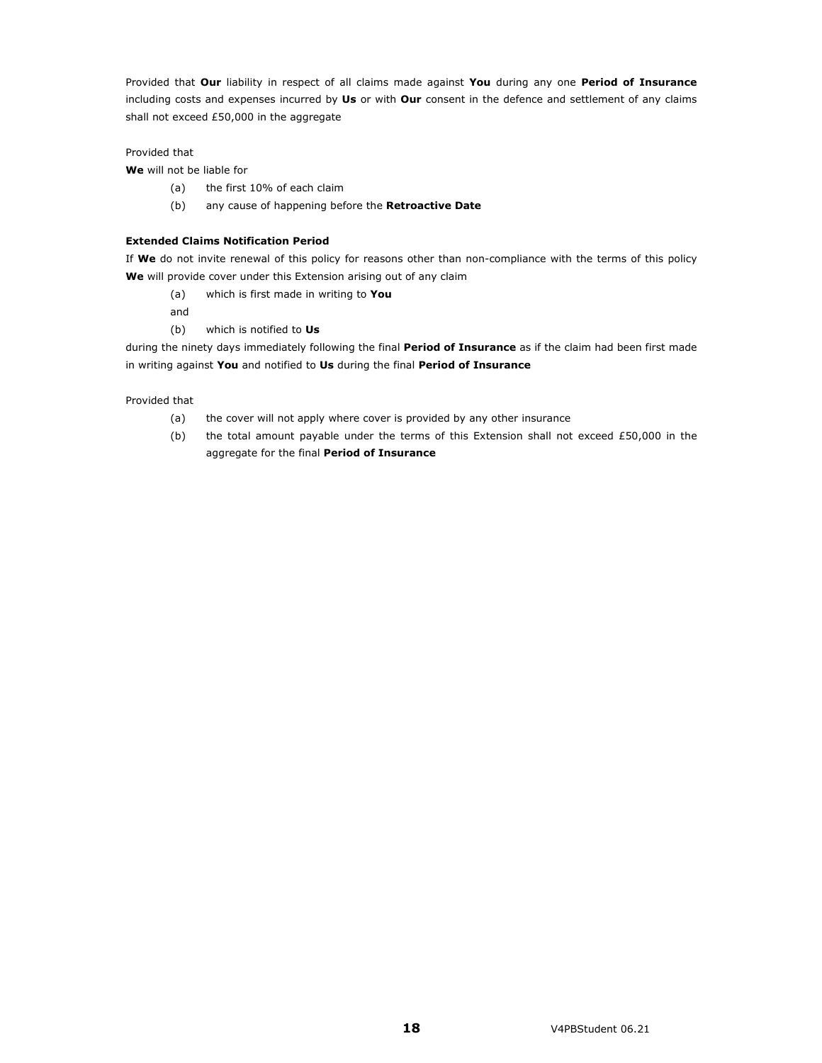Provided that **Our** liability in respect of all claims made against **You** during any one **Period of Insurance** including costs and expenses incurred by **Us** or with **Our** consent in the defence and settlement of any claims shall not exceed £50,000 in the aggregate

Provided that
**We** will not be liable for

- (a) the first 10% of each claim
- (b) any cause of happening before the **Retroactive Date**

**Extended Claims Notification Period**

If **We** do not invite renewal of this policy for reasons other than non-compliance with the terms of this policy **We** will provide cover under this Extension arising out of any claim

- (a) which is first made in writing to **You**

  and

- (b) which is notified to **Us**

during the ninety days immediately following the final **Period of Insurance** as if the claim had been first made in writing against **You** and notified to **Us** during the final **Period of Insurance**

Provided that

- (a) the cover will not apply where cover is provided by any other insurance
- (b) the total amount payable under the terms of this Extension shall not exceed £50,000 in the aggregate for the final **Period of Insurance**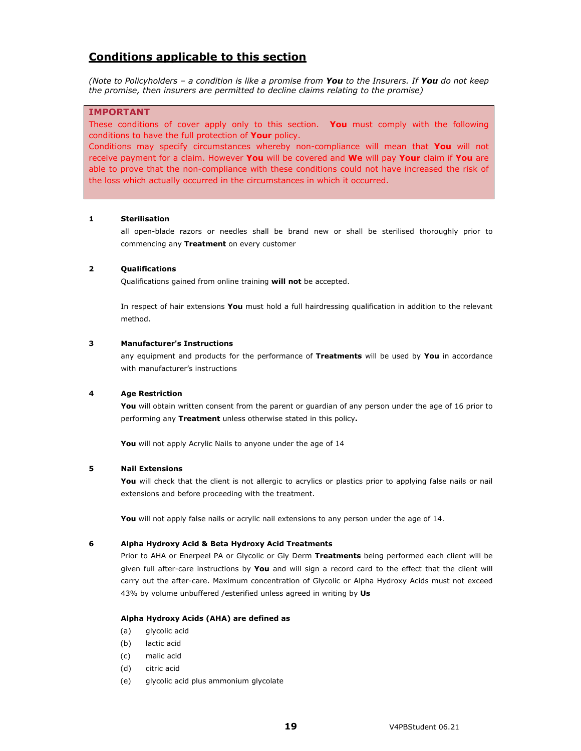## Conditions applicable to this section

*(Note to Policyholders – a condition is like a promise from **You** to the Insurers. If **You** do not keep the promise, then insurers are permitted to decline claims relating to the promise)*

> **IMPORTANT**
>
> These conditions of cover apply only to this section. **You** must comply with the following conditions to have the full protection of **Your** policy.
>
> Conditions may specify circumstances whereby non-compliance will mean that **You** will not receive payment for a claim. However **You** will be covered and **We** will pay **Your** claim if **You** are able to prove that the non-compliance with these conditions could not have increased the risk of the loss which actually occurred in the circumstances in which it occurred.

**1 Sterilisation**

all open-blade razors or needles shall be brand new or shall be sterilised thoroughly prior to commencing any **Treatment** on every customer

**2 Qualifications**

Qualifications gained from online training **will not** be accepted.

In respect of hair extensions **You** must hold a full hairdressing qualification in addition to the relevant method.

**3 Manufacturer's Instructions**

any equipment and products for the performance of **Treatments** will be used by **You** in accordance with manufacturer's instructions

**4 Age Restriction**

**You** will obtain written consent from the parent or guardian of any person under the age of 16 prior to performing any **Treatment** unless otherwise stated in this policy**.**

**You** will not apply Acrylic Nails to anyone under the age of 14

**5 Nail Extensions**

**You** will check that the client is not allergic to acrylics or plastics prior to applying false nails or nail extensions and before proceeding with the treatment.

**You** will not apply false nails or acrylic nail extensions to any person under the age of 14.

**6 Alpha Hydroxy Acid & Beta Hydroxy Acid Treatments**

Prior to AHA or Enerpeel PA or Glycolic or Gly Derm **Treatments** being performed each client will be given full after-care instructions by **You** and will sign a record card to the effect that the client will carry out the after-care. Maximum concentration of Glycolic or Alpha Hydroxy Acids must not exceed 43% by volume unbuffered /esterified unless agreed in writing by **Us**

**Alpha Hydroxy Acids (AHA) are defined as**

(a) glycolic acid
(b) lactic acid
(c) malic acid
(d) citric acid
(e) glycolic acid plus ammonium glycolate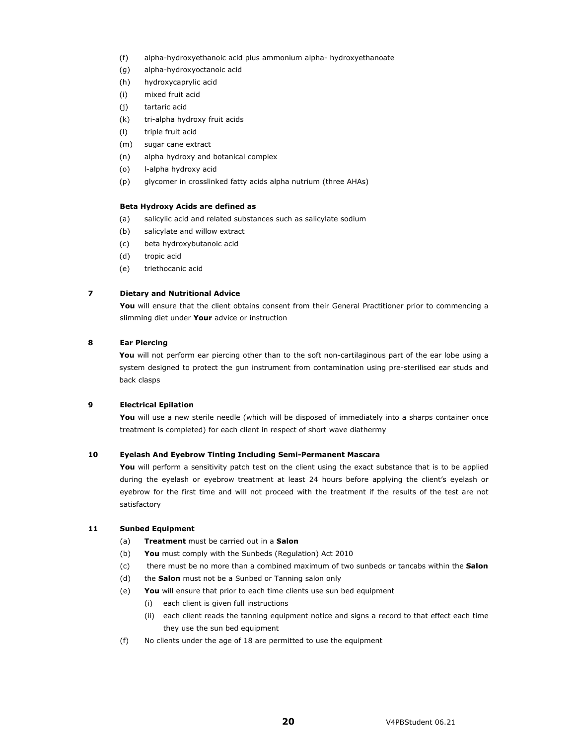(f) alpha-hydroxyethanoic acid plus ammonium alpha- hydroxyethanoate

(g) alpha-hydroxyoctanoic acid

(h) hydroxycaprylic acid

(i) mixed fruit acid

(j) tartaric acid

(k) tri-alpha hydroxy fruit acids

(l) triple fruit acid

(m) sugar cane extract

(n) alpha hydroxy and botanical complex

(o) l-alpha hydroxy acid

(p) glycomer in crosslinked fatty acids alpha nutrium (three AHAs)

**Beta Hydroxy Acids are defined as**

(a) salicylic acid and related substances such as salicylate sodium

(b) salicylate and willow extract

(c) beta hydroxybutanoic acid

(d) tropic acid

(e) triethocanic acid

**7 Dietary and Nutritional Advice**

**You** will ensure that the client obtains consent from their General Practitioner prior to commencing a slimming diet under **Your** advice or instruction

**8 Ear Piercing**

**You** will not perform ear piercing other than to the soft non-cartilaginous part of the ear lobe using a system designed to protect the gun instrument from contamination using pre-sterilised ear studs and back clasps

**9 Electrical Epilation**

**You** will use a new sterile needle (which will be disposed of immediately into a sharps container once treatment is completed) for each client in respect of short wave diathermy

**10 Eyelash And Eyebrow Tinting Including Semi-Permanent Mascara**

**You** will perform a sensitivity patch test on the client using the exact substance that is to be applied during the eyelash or eyebrow treatment at least 24 hours before applying the client's eyelash or eyebrow for the first time and will not proceed with the treatment if the results of the test are not satisfactory

**11 Sunbed Equipment**

(a) **Treatment** must be carried out in a **Salon**

(b) **You** must comply with the Sunbeds (Regulation) Act 2010

(c) there must be no more than a combined maximum of two sunbeds or tancabs within the **Salon**

(d) the **Salon** must not be a Sunbed or Tanning salon only

(e) **You** will ensure that prior to each time clients use sun bed equipment

   (i) each client is given full instructions

   (ii) each client reads the tanning equipment notice and signs a record to that effect each time they use the sun bed equipment

(f) No clients under the age of 18 are permitted to use the equipment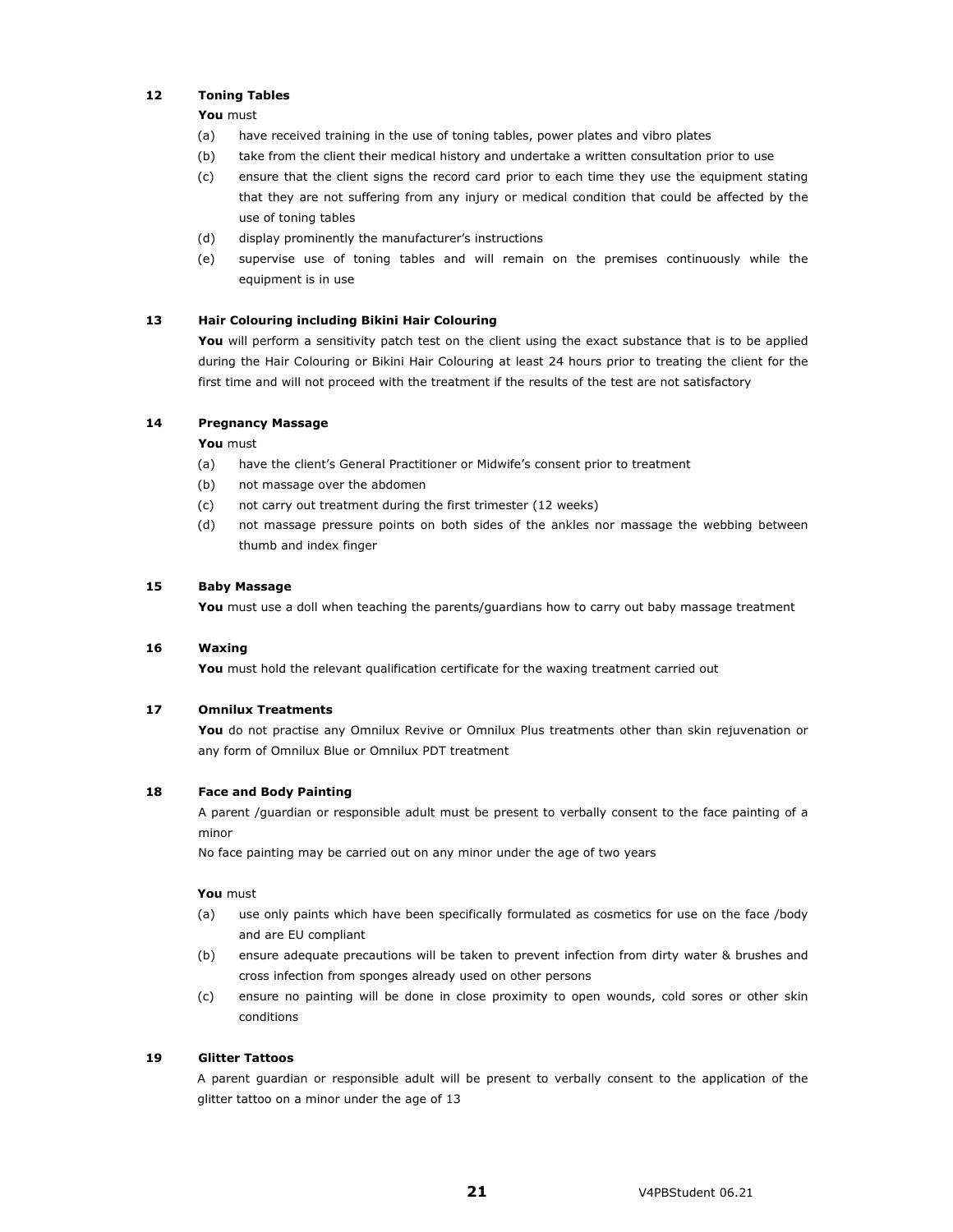## 12 Toning Tables

**You** must

(a) have received training in the use of toning tables, power plates and vibro plates

(b) take from the client their medical history and undertake a written consultation prior to use

(c) ensure that the client signs the record card prior to each time they use the equipment stating that they are not suffering from any injury or medical condition that could be affected by the use of toning tables

(d) display prominently the manufacturer's instructions

(e) supervise use of toning tables and will remain on the premises continuously while the equipment is in use

## 13 Hair Colouring including Bikini Hair Colouring

**You** will perform a sensitivity patch test on the client using the exact substance that is to be applied during the Hair Colouring or Bikini Hair Colouring at least 24 hours prior to treating the client for the first time and will not proceed with the treatment if the results of the test are not satisfactory

## 14 Pregnancy Massage

**You** must

(a) have the client's General Practitioner or Midwife's consent prior to treatment

(b) not massage over the abdomen

(c) not carry out treatment during the first trimester (12 weeks)

(d) not massage pressure points on both sides of the ankles nor massage the webbing between thumb and index finger

## 15 Baby Massage

**You** must use a doll when teaching the parents/guardians how to carry out baby massage treatment

## 16 Waxing

**You** must hold the relevant qualification certificate for the waxing treatment carried out

## 17 Omnilux Treatments

**You** do not practise any Omnilux Revive or Omnilux Plus treatments other than skin rejuvenation or any form of Omnilux Blue or Omnilux PDT treatment

## 18 Face and Body Painting

A parent /guardian or responsible adult must be present to verbally consent to the face painting of a minor

No face painting may be carried out on any minor under the age of two years

**You** must

(a) use only paints which have been specifically formulated as cosmetics for use on the face /body and are EU compliant

(b) ensure adequate precautions will be taken to prevent infection from dirty water & brushes and cross infection from sponges already used on other persons

(c) ensure no painting will be done in close proximity to open wounds, cold sores or other skin conditions

## 19 Glitter Tattoos

A parent guardian or responsible adult will be present to verbally consent to the application of the glitter tattoo on a minor under the age of 13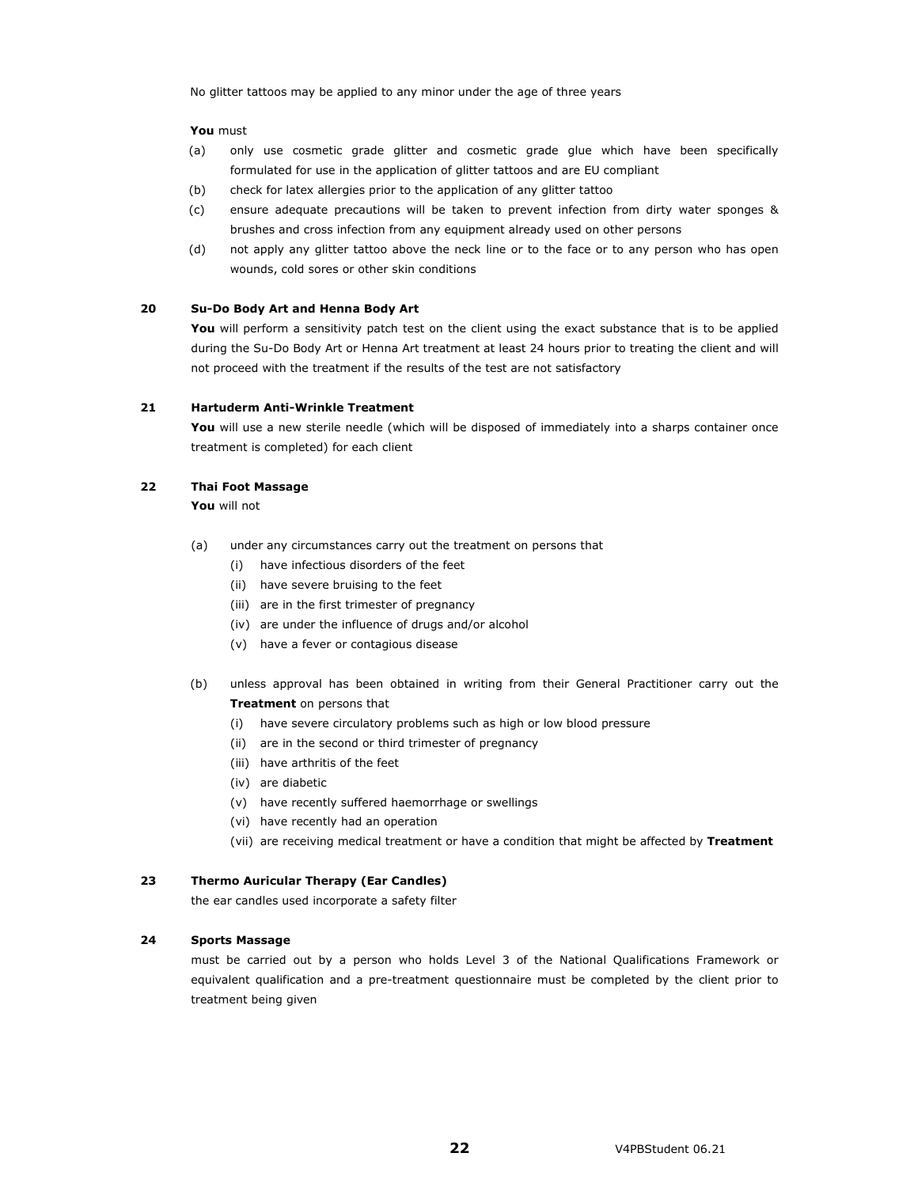No glitter tattoos may be applied to any minor under the age of three years

**You** must

(a) only use cosmetic grade glitter and cosmetic grade glue which have been specifically formulated for use in the application of glitter tattoos and are EU compliant

(b) check for latex allergies prior to the application of any glitter tattoo

(c) ensure adequate precautions will be taken to prevent infection from dirty water sponges & brushes and cross infection from any equipment already used on other persons

(d) not apply any glitter tattoo above the neck line or to the face or to any person who has open wounds, cold sores or other skin conditions

**20 Su-Do Body Art and Henna Body Art**

**You** will perform a sensitivity patch test on the client using the exact substance that is to be applied during the Su-Do Body Art or Henna Art treatment at least 24 hours prior to treating the client and will not proceed with the treatment if the results of the test are not satisfactory

**21 Hartuderm Anti-Wrinkle Treatment**

**You** will use a new sterile needle (which will be disposed of immediately into a sharps container once treatment is completed) for each client

**22 Thai Foot Massage**

**You** will not

(a) under any circumstances carry out the treatment on persons that
- (i) have infectious disorders of the feet
- (ii) have severe bruising to the feet
- (iii) are in the first trimester of pregnancy
- (iv) are under the influence of drugs and/or alcohol
- (v) have a fever or contagious disease

(b) unless approval has been obtained in writing from their General Practitioner carry out the **Treatment** on persons that
- (i) have severe circulatory problems such as high or low blood pressure
- (ii) are in the second or third trimester of pregnancy
- (iii) have arthritis of the feet
- (iv) are diabetic
- (v) have recently suffered haemorrhage or swellings
- (vi) have recently had an operation
- (vii) are receiving medical treatment or have a condition that might be affected by **Treatment**

**23 Thermo Auricular Therapy (Ear Candles)**

the ear candles used incorporate a safety filter

**24 Sports Massage**

must be carried out by a person who holds Level 3 of the National Qualifications Framework or equivalent qualification and a pre-treatment questionnaire must be completed by the client prior to treatment being given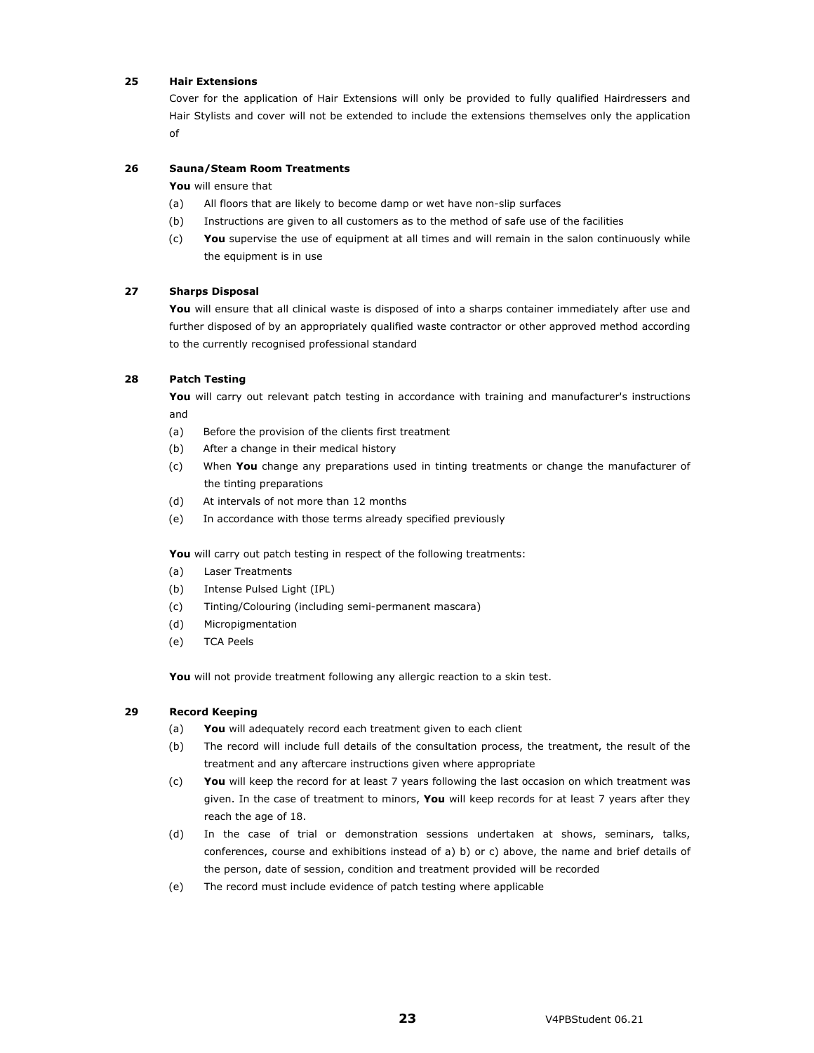### 25 Hair Extensions

Cover for the application of Hair Extensions will only be provided to fully qualified Hairdressers and Hair Stylists and cover will not be extended to include the extensions themselves only the application of

### 26 Sauna/Steam Room Treatments

**You** will ensure that

(a) All floors that are likely to become damp or wet have non-slip surfaces

(b) Instructions are given to all customers as to the method of safe use of the facilities

(c) **You** supervise the use of equipment at all times and will remain in the salon continuously while the equipment is in use

### 27 Sharps Disposal

**You** will ensure that all clinical waste is disposed of into a sharps container immediately after use and further disposed of by an appropriately qualified waste contractor or other approved method according to the currently recognised professional standard

### 28 Patch Testing

**You** will carry out relevant patch testing in accordance with training and manufacturer's instructions and

(a) Before the provision of the clients first treatment

(b) After a change in their medical history

(c) When **You** change any preparations used in tinting treatments or change the manufacturer of the tinting preparations

(d) At intervals of not more than 12 months

(e) In accordance with those terms already specified previously

**You** will carry out patch testing in respect of the following treatments:

(a) Laser Treatments

(b) Intense Pulsed Light (IPL)

(c) Tinting/Colouring (including semi-permanent mascara)

(d) Micropigmentation

(e) TCA Peels

**You** will not provide treatment following any allergic reaction to a skin test.

### 29 Record Keeping

(a) **You** will adequately record each treatment given to each client

(b) The record will include full details of the consultation process, the treatment, the result of the treatment and any aftercare instructions given where appropriate

(c) **You** will keep the record for at least 7 years following the last occasion on which treatment was given. In the case of treatment to minors, **You** will keep records for at least 7 years after they reach the age of 18.

(d) In the case of trial or demonstration sessions undertaken at shows, seminars, talks, conferences, course and exhibitions instead of a) b) or c) above, the name and brief details of the person, date of session, condition and treatment provided will be recorded

(e) The record must include evidence of patch testing where applicable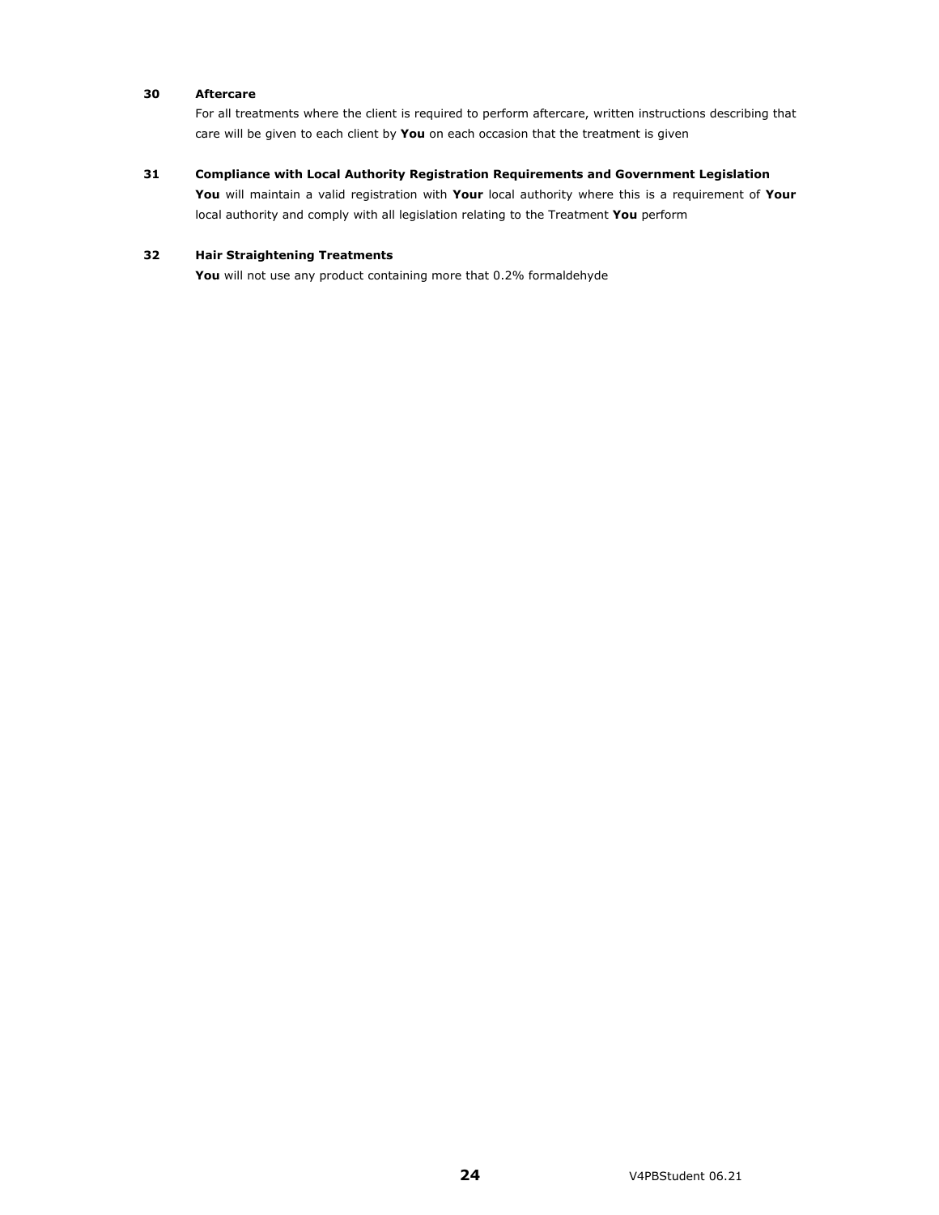### 30 Aftercare

For all treatments where the client is required to perform aftercare, written instructions describing that care will be given to each client by **You** on each occasion that the treatment is given

### 31 Compliance with Local Authority Registration Requirements and Government Legislation

**You** will maintain a valid registration with **Your** local authority where this is a requirement of **Your** local authority and comply with all legislation relating to the Treatment **You** perform

### 32 Hair Straightening Treatments

**You** will not use any product containing more that 0.2% formaldehyde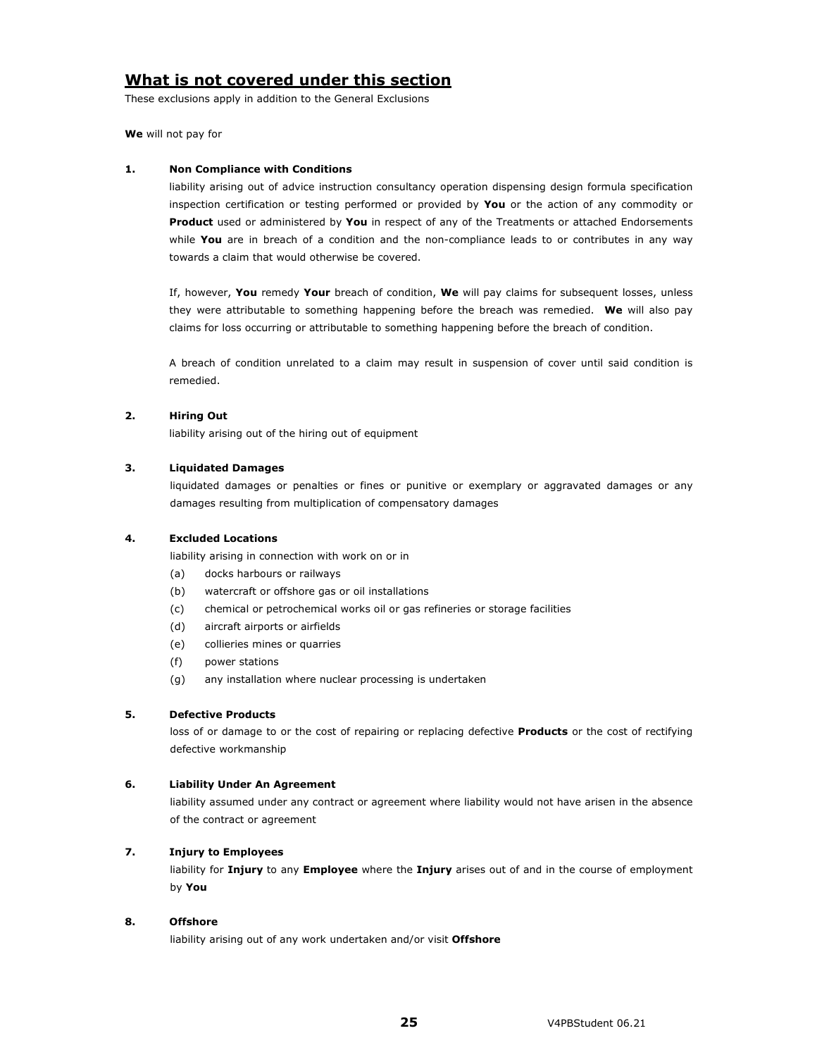## What is not covered under this section

These exclusions apply in addition to the General Exclusions

**We** will not pay for

**1. Non Compliance with Conditions**

liability arising out of advice instruction consultancy operation dispensing design formula specification inspection certification or testing performed or provided by **You** or the action of any commodity or **Product** used or administered by **You** in respect of any of the Treatments or attached Endorsements while **You** are in breach of a condition and the non-compliance leads to or contributes in any way towards a claim that would otherwise be covered.

If, however, **You** remedy **Your** breach of condition, **We** will pay claims for subsequent losses, unless they were attributable to something happening before the breach was remedied. **We** will also pay claims for loss occurring or attributable to something happening before the breach of condition.

A breach of condition unrelated to a claim may result in suspension of cover until said condition is remedied.

**2. Hiring Out**

liability arising out of the hiring out of equipment

**3. Liquidated Damages**

liquidated damages or penalties or fines or punitive or exemplary or aggravated damages or any damages resulting from multiplication of compensatory damages

**4. Excluded Locations**

liability arising in connection with work on or in

(a) docks harbours or railways
(b) watercraft or offshore gas or oil installations
(c) chemical or petrochemical works oil or gas refineries or storage facilities
(d) aircraft airports or airfields
(e) collieries mines or quarries
(f) power stations
(g) any installation where nuclear processing is undertaken

**5. Defective Products**

loss of or damage to or the cost of repairing or replacing defective **Products** or the cost of rectifying defective workmanship

**6. Liability Under An Agreement**

liability assumed under any contract or agreement where liability would not have arisen in the absence of the contract or agreement

**7. Injury to Employees**

liability for **Injury** to any **Employee** where the **Injury** arises out of and in the course of employment by **You**

**8. Offshore**

liability arising out of any work undertaken and/or visit **Offshore**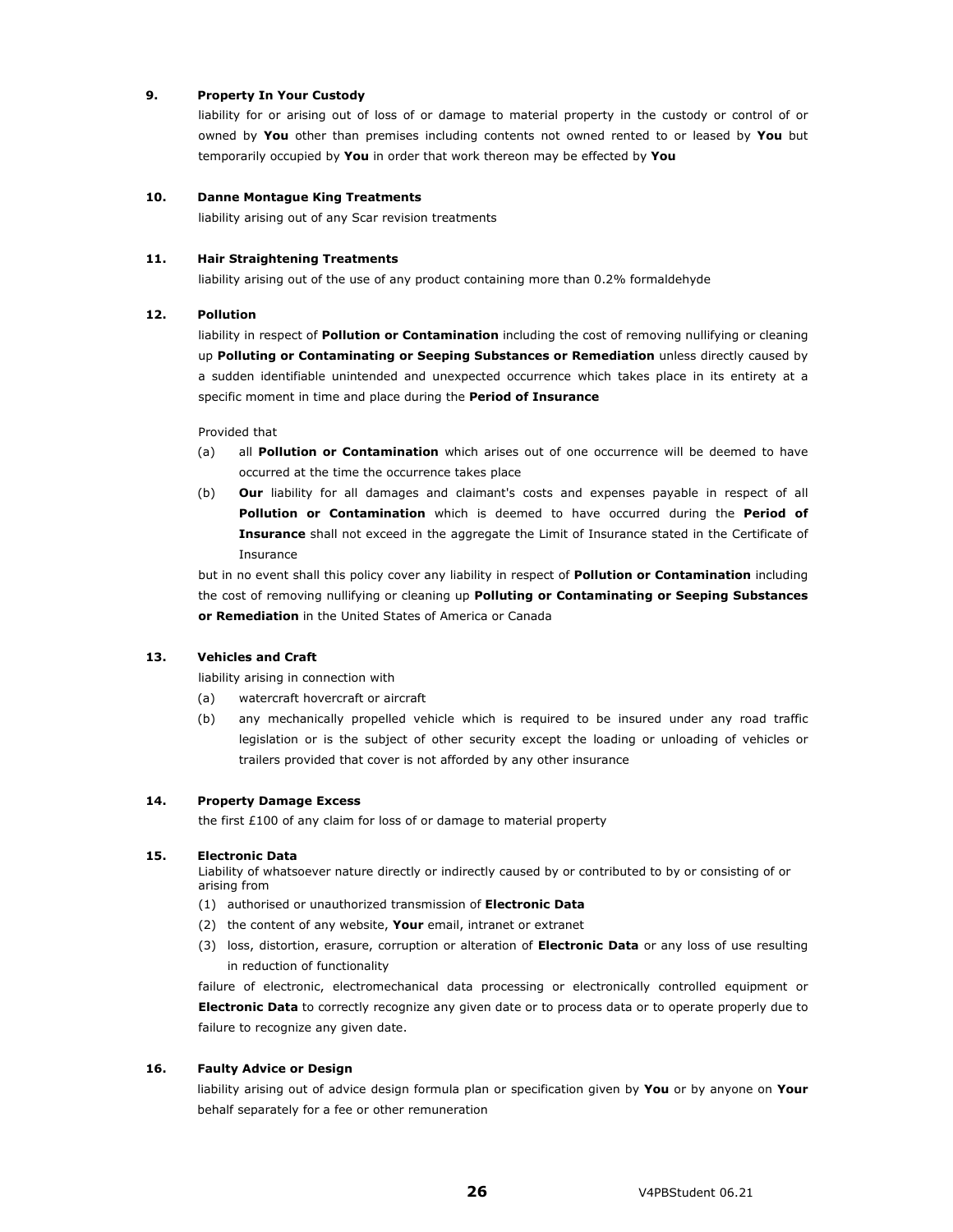**9. Property In Your Custody**

liability for or arising out of loss of or damage to material property in the custody or control of or owned by **You** other than premises including contents not owned rented to or leased by **You** but temporarily occupied by **You** in order that work thereon may be effected by **You**

**10. Danne Montague King Treatments**

liability arising out of any Scar revision treatments

**11. Hair Straightening Treatments**

liability arising out of the use of any product containing more than 0.2% formaldehyde

**12. Pollution**

liability in respect of **Pollution or Contamination** including the cost of removing nullifying or cleaning up **Polluting or Contaminating or Seeping Substances or Remediation** unless directly caused by a sudden identifiable unintended and unexpected occurrence which takes place in its entirety at a specific moment in time and place during the **Period of Insurance**

Provided that

(a) all **Pollution or Contamination** which arises out of one occurrence will be deemed to have occurred at the time the occurrence takes place

(b) **Our** liability for all damages and claimant's costs and expenses payable in respect of all **Pollution or Contamination** which is deemed to have occurred during the **Period of Insurance** shall not exceed in the aggregate the Limit of Insurance stated in the Certificate of Insurance

but in no event shall this policy cover any liability in respect of **Pollution or Contamination** including the cost of removing nullifying or cleaning up **Polluting or Contaminating or Seeping Substances or Remediation** in the United States of America or Canada

**13. Vehicles and Craft**

liability arising in connection with

(a) watercraft hovercraft or aircraft

(b) any mechanically propelled vehicle which is required to be insured under any road traffic legislation or is the subject of other security except the loading or unloading of vehicles or trailers provided that cover is not afforded by any other insurance

**14. Property Damage Excess**

the first £100 of any claim for loss of or damage to material property

**15. Electronic Data**

Liability of whatsoever nature directly or indirectly caused by or contributed to by or consisting of or arising from

(1) authorised or unauthorized transmission of **Electronic Data**

(2) the content of any website, **Your** email, intranet or extranet

(3) loss, distortion, erasure, corruption or alteration of **Electronic Data** or any loss of use resulting in reduction of functionality

failure of electronic, electromechanical data processing or electronically controlled equipment or **Electronic Data** to correctly recognize any given date or to process data or to operate properly due to failure to recognize any given date.

**16. Faulty Advice or Design**

liability arising out of advice design formula plan or specification given by **You** or by anyone on **Your** behalf separately for a fee or other remuneration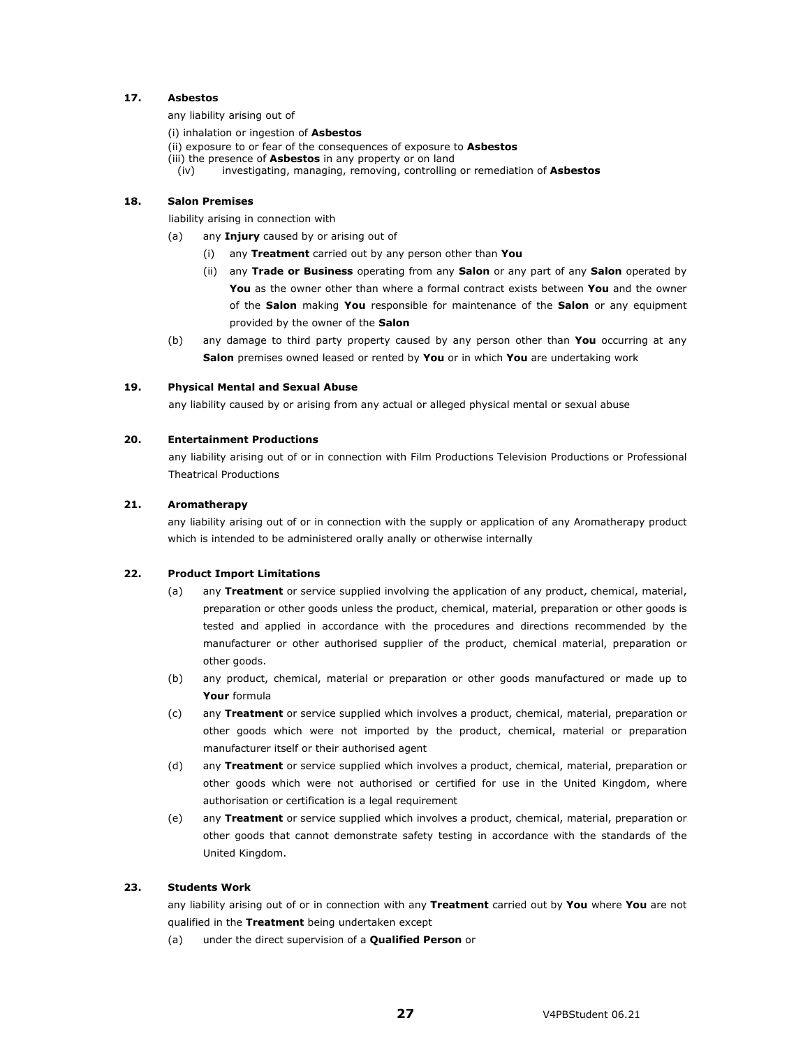**17. Asbestos**

any liability arising out of

(i) inhalation or ingestion of **Asbestos**

(ii) exposure to or fear of the consequences of exposure to **Asbestos**

(iii) the presence of **Asbestos** in any property or on land

(iv) investigating, managing, removing, controlling or remediation of **Asbestos**

**18. Salon Premises**

liability arising in connection with

(a) any **Injury** caused by or arising out of

(i) any **Treatment** carried out by any person other than **You**

(ii) any **Trade or Business** operating from any **Salon** or any part of any **Salon** operated by **You** as the owner other than where a formal contract exists between **You** and the owner of the **Salon** making **You** responsible for maintenance of the **Salon** or any equipment provided by the owner of the **Salon**

(b) any damage to third party property caused by any person other than **You** occurring at any **Salon** premises owned leased or rented by **You** or in which **You** are undertaking work

**19. Physical Mental and Sexual Abuse**

any liability caused by or arising from any actual or alleged physical mental or sexual abuse

**20. Entertainment Productions**

any liability arising out of or in connection with Film Productions Television Productions or Professional Theatrical Productions

**21. Aromatherapy**

any liability arising out of or in connection with the supply or application of any Aromatherapy product which is intended to be administered orally anally or otherwise internally

**22. Product Import Limitations**

(a) any **Treatment** or service supplied involving the application of any product, chemical, material, preparation or other goods unless the product, chemical, material, preparation or other goods is tested and applied in accordance with the procedures and directions recommended by the manufacturer or other authorised supplier of the product, chemical material, preparation or other goods.

(b) any product, chemical, material or preparation or other goods manufactured or made up to **Your** formula

(c) any **Treatment** or service supplied which involves a product, chemical, material, preparation or other goods which were not imported by the product, chemical, material or preparation manufacturer itself or their authorised agent

(d) any **Treatment** or service supplied which involves a product, chemical, material, preparation or other goods which were not authorised or certified for use in the United Kingdom, where authorisation or certification is a legal requirement

(e) any **Treatment** or service supplied which involves a product, chemical, material, preparation or other goods that cannot demonstrate safety testing in accordance with the standards of the United Kingdom.

**23. Students Work**

any liability arising out of or in connection with any **Treatment** carried out by **You** where **You** are not qualified in the **Treatment** being undertaken except

(a) under the direct supervision of a **Qualified Person** or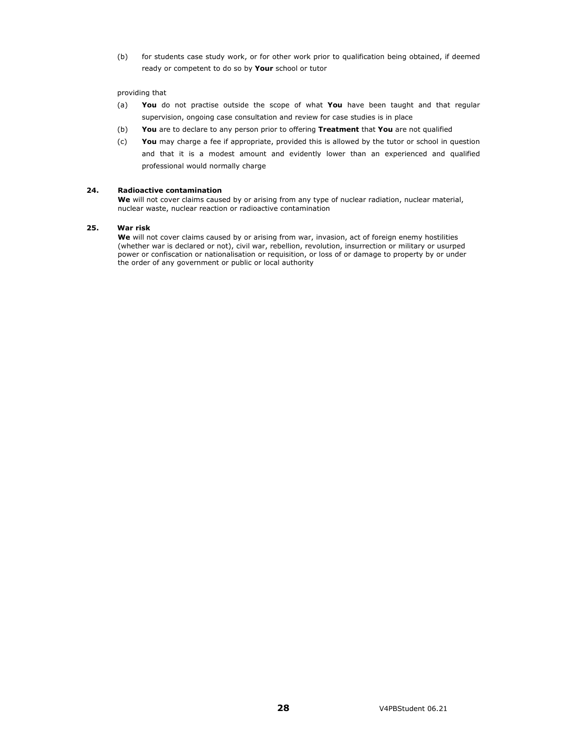(b) for students case study work, or for other work prior to qualification being obtained, if deemed ready or competent to do so by **Your** school or tutor

providing that

(a) **You** do not practise outside the scope of what **You** have been taught and that regular supervision, ongoing case consultation and review for case studies is in place

(b) **You** are to declare to any person prior to offering **Treatment** that **You** are not qualified

(c) **You** may charge a fee if appropriate, provided this is allowed by the tutor or school in question and that it is a modest amount and evidently lower than an experienced and qualified professional would normally charge

**24. Radioactive contamination**

**We** will not cover claims caused by or arising from any type of nuclear radiation, nuclear material, nuclear waste, nuclear reaction or radioactive contamination

**25. War risk**

**We** will not cover claims caused by or arising from war, invasion, act of foreign enemy hostilities (whether war is declared or not), civil war, rebellion, revolution, insurrection or military or usurped power or confiscation or nationalisation or requisition, or loss of or damage to property by or under the order of any government or public or local authority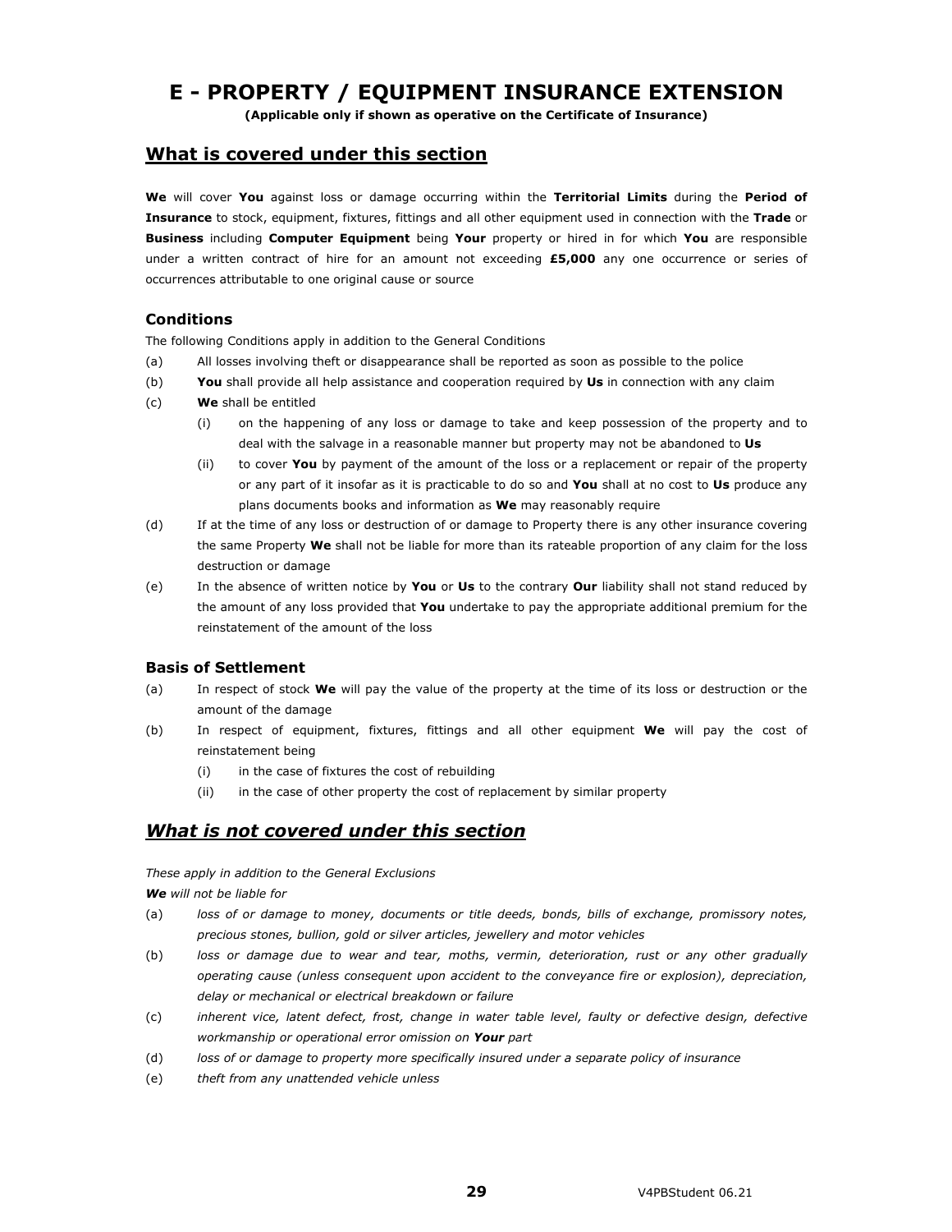# E - PROPERTY / EQUIPMENT INSURANCE EXTENSION

**(Applicable only if shown as operative on the Certificate of Insurance)**

## What is covered under this section

**We** will cover **You** against loss or damage occurring within the **Territorial Limits** during the **Period of Insurance** to stock, equipment, fixtures, fittings and all other equipment used in connection with the **Trade** or **Business** including **Computer Equipment** being **Your** property or hired in for which **You** are responsible under a written contract of hire for an amount not exceeding **£5,000** any one occurrence or series of occurrences attributable to one original cause or source

### Conditions

The following Conditions apply in addition to the General Conditions

(a) All losses involving theft or disappearance shall be reported as soon as possible to the police

(b) **You** shall provide all help assistance and cooperation required by **Us** in connection with any claim

(c) **We** shall be entitled

- (i) on the happening of any loss or damage to take and keep possession of the property and to deal with the salvage in a reasonable manner but property may not be abandoned to **Us**
- (ii) to cover **You** by payment of the amount of the loss or a replacement or repair of the property or any part of it insofar as it is practicable to do so and **You** shall at no cost to **Us** produce any plans documents books and information as **We** may reasonably require

(d) If at the time of any loss or destruction of or damage to Property there is any other insurance covering the same Property **We** shall not be liable for more than its rateable proportion of any claim for the loss destruction or damage

(e) In the absence of written notice by **You** or **Us** to the contrary **Our** liability shall not stand reduced by the amount of any loss provided that **You** undertake to pay the appropriate additional premium for the reinstatement of the amount of the loss

### Basis of Settlement

(a) In respect of stock **We** will pay the value of the property at the time of its loss or destruction or the amount of the damage

(b) In respect of equipment, fixtures, fittings and all other equipment **We** will pay the cost of reinstatement being

- (i) in the case of fixtures the cost of rebuilding
- (ii) in the case of other property the cost of replacement by similar property

## *What is not covered under this section*

*These apply in addition to the General Exclusions*

***We** will not be liable for*

(a) *loss of or damage to money, documents or title deeds, bonds, bills of exchange, promissory notes, precious stones, bullion, gold or silver articles, jewellery and motor vehicles*

(b) *loss or damage due to wear and tear, moths, vermin, deterioration, rust or any other gradually operating cause (unless consequent upon accident to the conveyance fire or explosion), depreciation, delay or mechanical or electrical breakdown or failure*

(c) *inherent vice, latent defect, frost, change in water table level, faulty or defective design, defective workmanship or operational error omission on **Your** part*

(d) *loss of or damage to property more specifically insured under a separate policy of insurance*

(e) *theft from any unattended vehicle unless*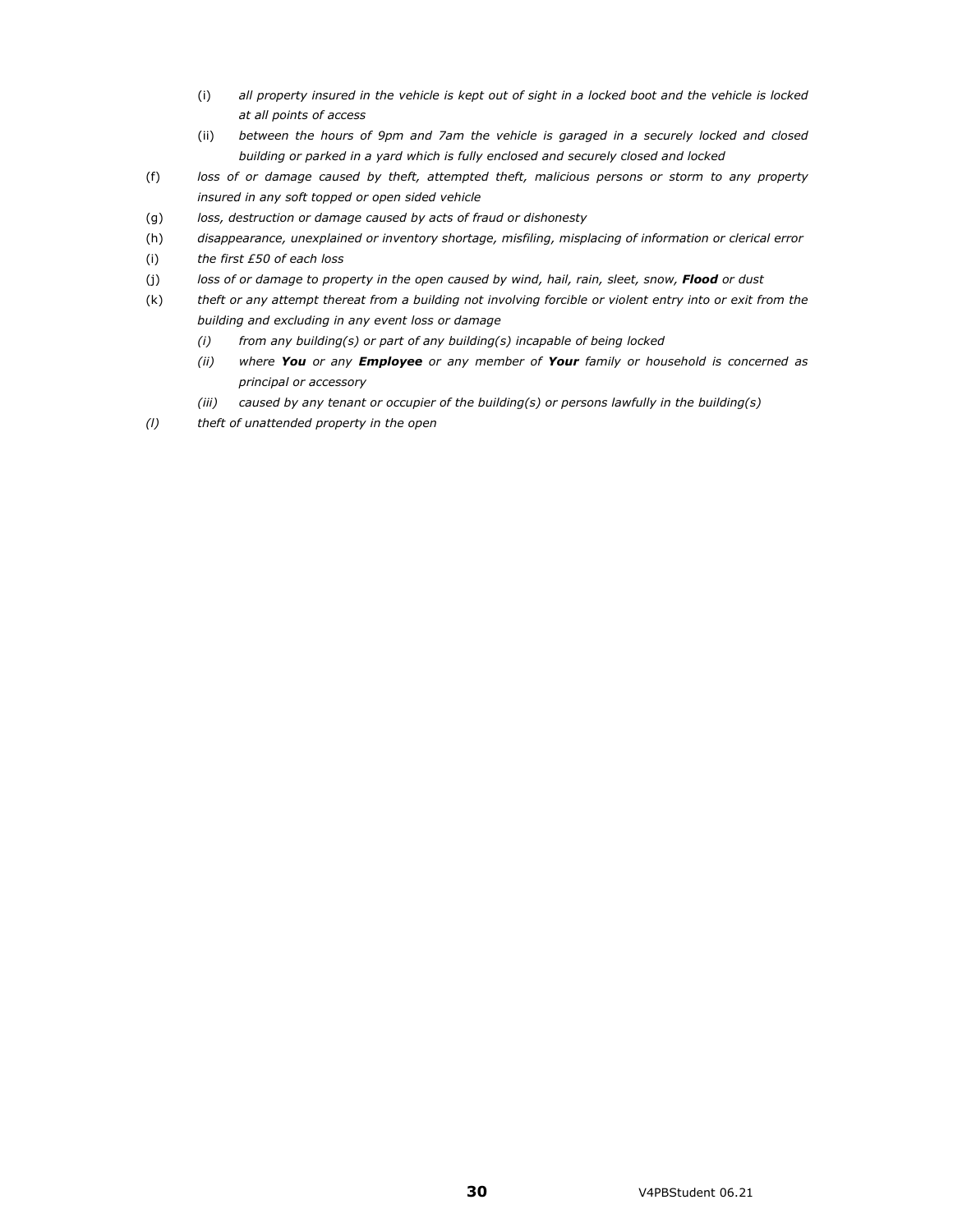(i) *all property insured in the vehicle is kept out of sight in a locked boot and the vehicle is locked at all points of access*

(ii) *between the hours of 9pm and 7am the vehicle is garaged in a securely locked and closed building or parked in a yard which is fully enclosed and securely closed and locked*

(f) *loss of or damage caused by theft, attempted theft, malicious persons or storm to any property insured in any soft topped or open sided vehicle*

(g) *loss, destruction or damage caused by acts of fraud or dishonesty*

(h) *disappearance, unexplained or inventory shortage, misfiling, misplacing of information or clerical error*

(i) *the first £50 of each loss*

(j) *loss of or damage to property in the open caused by wind, hail, rain, sleet, snow,* ***Flood*** *or dust*

(k) *theft or any attempt thereat from a building not involving forcible or violent entry into or exit from the building and excluding in any event loss or damage*

*(i) from any building(s) or part of any building(s) incapable of being locked*

*(ii) where* ***You*** *or any* ***Employee*** *or any member of* ***Your*** *family or household is concerned as principal or accessory*

*(iii) caused by any tenant or occupier of the building(s) or persons lawfully in the building(s)*

*(l) theft of unattended property in the open*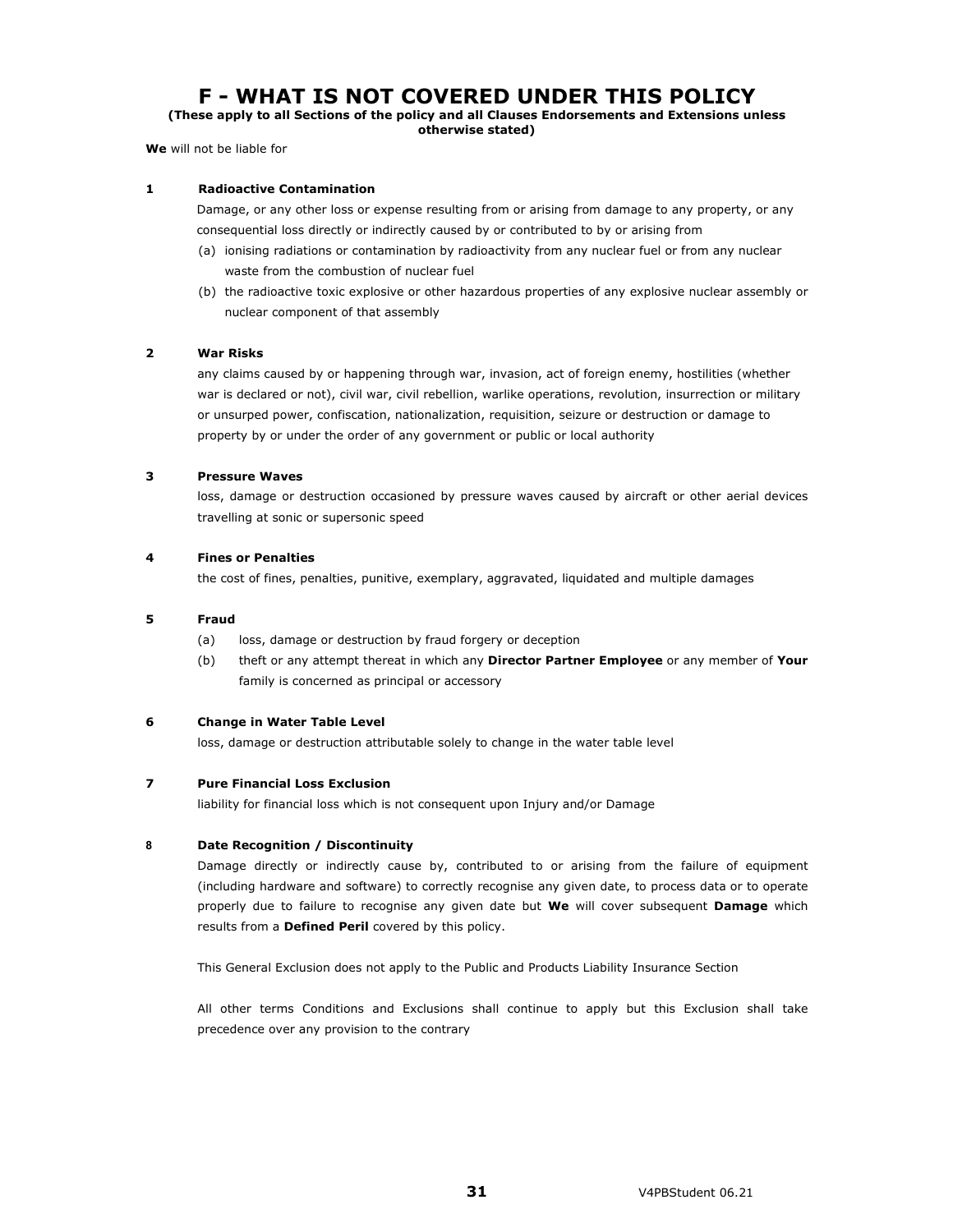# F - WHAT IS NOT COVERED UNDER THIS POLICY

**(These apply to all Sections of the policy and all Clauses Endorsements and Extensions unless otherwise stated)**

**We** will not be liable for

**1 Radioactive Contamination**

Damage, or any other loss or expense resulting from or arising from damage to any property, or any consequential loss directly or indirectly caused by or contributed to by or arising from

(a) ionising radiations or contamination by radioactivity from any nuclear fuel or from any nuclear waste from the combustion of nuclear fuel

(b) the radioactive toxic explosive or other hazardous properties of any explosive nuclear assembly or nuclear component of that assembly

**2 War Risks**

any claims caused by or happening through war, invasion, act of foreign enemy, hostilities (whether war is declared or not), civil war, civil rebellion, warlike operations, revolution, insurrection or military or unsurped power, confiscation, nationalization, requisition, seizure or destruction or damage to property by or under the order of any government or public or local authority

**3 Pressure Waves**

loss, damage or destruction occasioned by pressure waves caused by aircraft or other aerial devices travelling at sonic or supersonic speed

**4 Fines or Penalties**

the cost of fines, penalties, punitive, exemplary, aggravated, liquidated and multiple damages

**5 Fraud**

(a) loss, damage or destruction by fraud forgery or deception

(b) theft or any attempt thereat in which any **Director Partner Employee** or any member of **Your** family is concerned as principal or accessory

**6 Change in Water Table Level**

loss, damage or destruction attributable solely to change in the water table level

**7 Pure Financial Loss Exclusion**

liability for financial loss which is not consequent upon Injury and/or Damage

**8 Date Recognition / Discontinuity**

Damage directly or indirectly cause by, contributed to or arising from the failure of equipment (including hardware and software) to correctly recognise any given date, to process data or to operate properly due to failure to recognise any given date but **We** will cover subsequent **Damage** which results from a **Defined Peril** covered by this policy.

This General Exclusion does not apply to the Public and Products Liability Insurance Section

All other terms Conditions and Exclusions shall continue to apply but this Exclusion shall take precedence over any provision to the contrary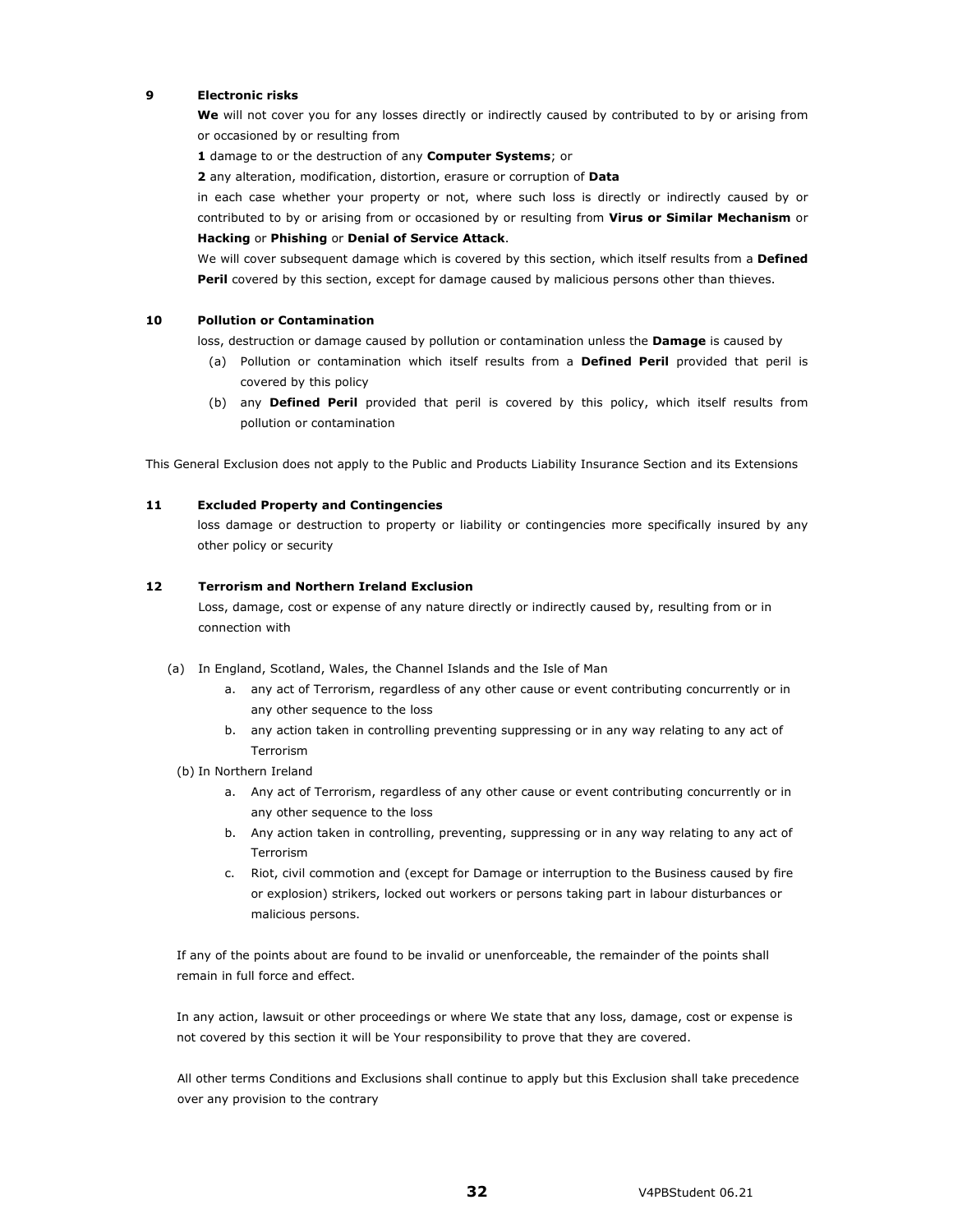**9 Electronic risks**

**We** will not cover you for any losses directly or indirectly caused by contributed to by or arising from or occasioned by or resulting from

**1** damage to or the destruction of any **Computer Systems**; or

**2** any alteration, modification, distortion, erasure or corruption of **Data**

in each case whether your property or not, where such loss is directly or indirectly caused by or contributed to by or arising from or occasioned by or resulting from **Virus or Similar Mechanism** or **Hacking** or **Phishing** or **Denial of Service Attack**.

We will cover subsequent damage which is covered by this section, which itself results from a **Defined Peril** covered by this section, except for damage caused by malicious persons other than thieves.

**10 Pollution or Contamination**

loss, destruction or damage caused by pollution or contamination unless the **Damage** is caused by

(a) Pollution or contamination which itself results from a **Defined Peril** provided that peril is covered by this policy

(b) any **Defined Peril** provided that peril is covered by this policy, which itself results from pollution or contamination

This General Exclusion does not apply to the Public and Products Liability Insurance Section and its Extensions

**11 Excluded Property and Contingencies**

loss damage or destruction to property or liability or contingencies more specifically insured by any other policy or security

**12 Terrorism and Northern Ireland Exclusion**

Loss, damage, cost or expense of any nature directly or indirectly caused by, resulting from or in connection with

(a) In England, Scotland, Wales, the Channel Islands and the Isle of Man

  a. any act of Terrorism, regardless of any other cause or event contributing concurrently or in any other sequence to the loss
  
  b. any action taken in controlling preventing suppressing or in any way relating to any act of Terrorism

(b) In Northern Ireland

  a. Any act of Terrorism, regardless of any other cause or event contributing concurrently or in any other sequence to the loss
  
  b. Any action taken in controlling, preventing, suppressing or in any way relating to any act of Terrorism
  
  c. Riot, civil commotion and (except for Damage or interruption to the Business caused by fire or explosion) strikers, locked out workers or persons taking part in labour disturbances or malicious persons.

If any of the points about are found to be invalid or unenforceable, the remainder of the points shall remain in full force and effect.

In any action, lawsuit or other proceedings or where We state that any loss, damage, cost or expense is not covered by this section it will be Your responsibility to prove that they are covered.

All other terms Conditions and Exclusions shall continue to apply but this Exclusion shall take precedence over any provision to the contrary

V4PBStudent 06.21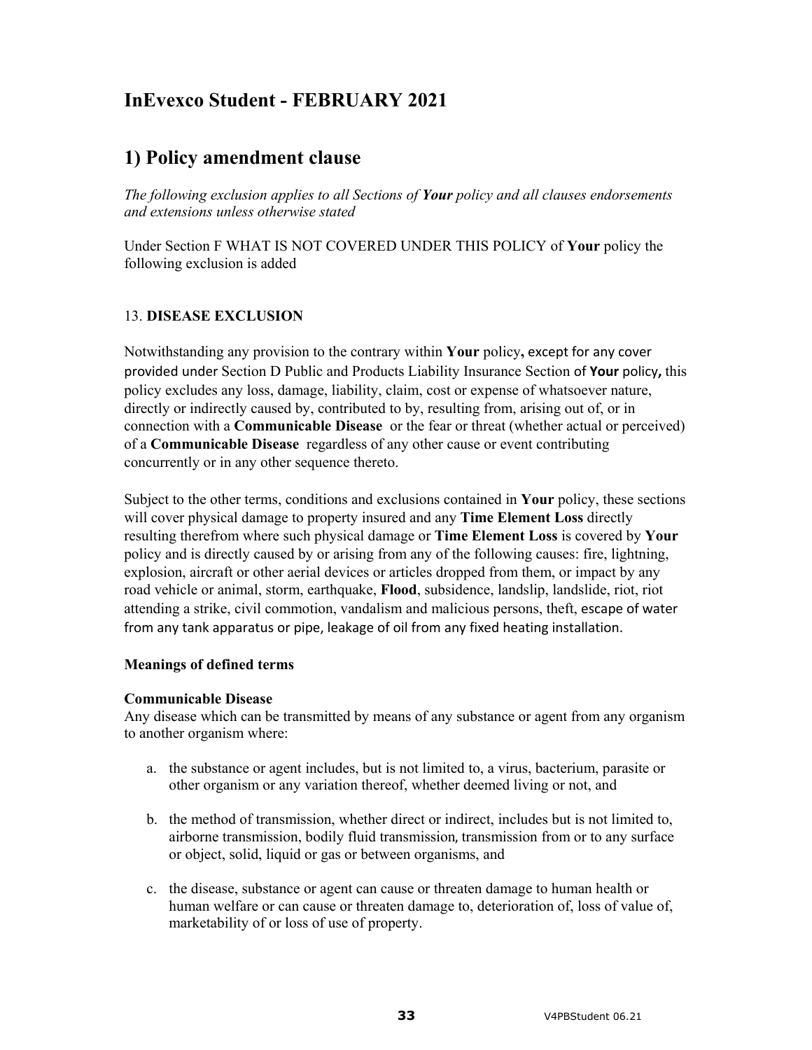# InEvexco Student - FEBRUARY 2021

# 1) Policy amendment clause

*The following exclusion applies to all Sections of **Your** policy and all clauses endorsements and extensions unless otherwise stated*

Under Section F WHAT IS NOT COVERED UNDER THIS POLICY of **Your** policy the following exclusion is added

13. **DISEASE EXCLUSION**

Notwithstanding any provision to the contrary within **Your** policy**,** except for any cover provided under Section D Public and Products Liability Insurance Section of **Your** policy**,** this policy excludes any loss, damage, liability, claim, cost or expense of whatsoever nature, directly or indirectly caused by, contributed to by, resulting from, arising out of, or in connection with a **Communicable Disease** or the fear or threat (whether actual or perceived) of a **Communicable Disease** regardless of any other cause or event contributing concurrently or in any other sequence thereto.

Subject to the other terms, conditions and exclusions contained in **Your** policy, these sections will cover physical damage to property insured and any **Time Element Loss** directly resulting therefrom where such physical damage or **Time Element Loss** is covered by **Your** policy and is directly caused by or arising from any of the following causes: fire, lightning, explosion, aircraft or other aerial devices or articles dropped from them, or impact by any road vehicle or animal, storm, earthquake, **Flood**, subsidence, landslip, landslide, riot, riot attending a strike, civil commotion, vandalism and malicious persons, theft, escape of water from any tank apparatus or pipe, leakage of oil from any fixed heating installation.

**Meanings of defined terms**

**Communicable Disease**
Any disease which can be transmitted by means of any substance or agent from any organism to another organism where:

a. the substance or agent includes, but is not limited to, a virus, bacterium, parasite or other organism or any variation thereof, whether deemed living or not, and

b. the method of transmission, whether direct or indirect, includes but is not limited to, airborne transmission, bodily fluid transmission, transmission from or to any surface or object, solid, liquid or gas or between organisms, and

c. the disease, substance or agent can cause or threaten damage to human health or human welfare or can cause or threaten damage to, deterioration of, loss of value of, marketability of or loss of use of property.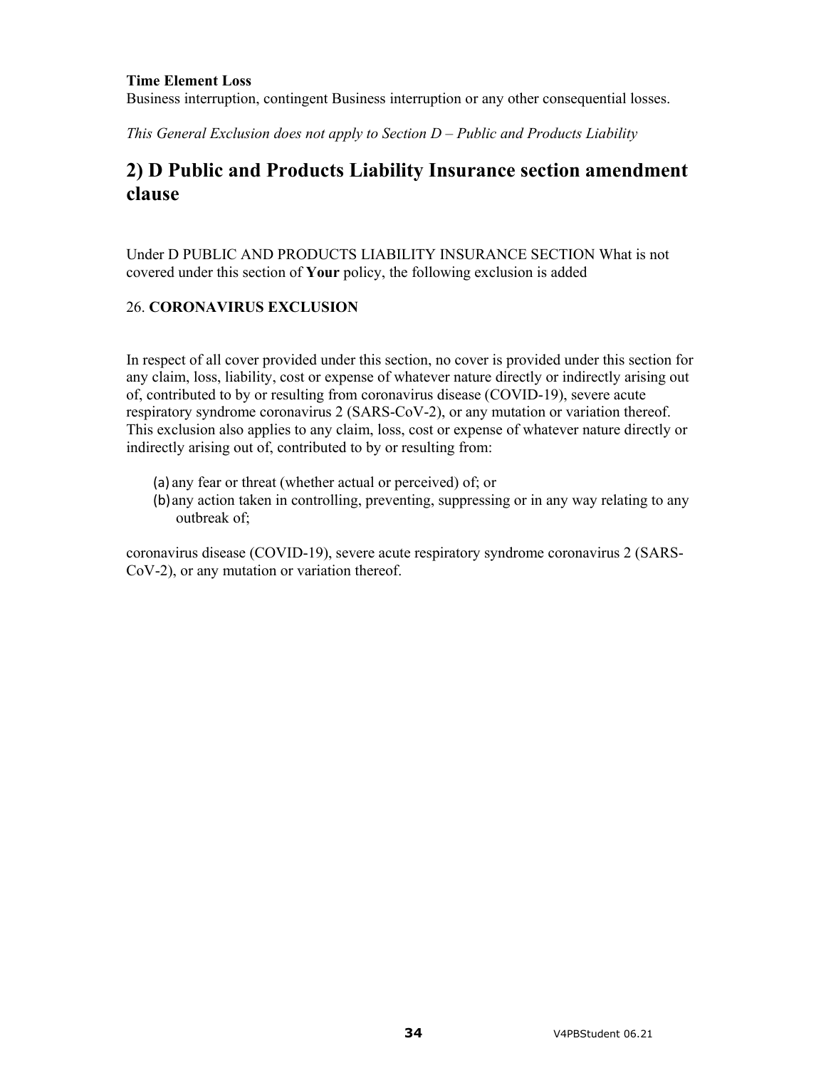**Time Element Loss**
Business interruption, contingent Business interruption or any other consequential losses.

*This General Exclusion does not apply to Section D – Public and Products Liability*

## 2) D Public and Products Liability Insurance section amendment clause

Under D PUBLIC AND PRODUCTS LIABILITY INSURANCE SECTION What is not covered under this section of **Your** policy, the following exclusion is added

26. **CORONAVIRUS EXCLUSION**

In respect of all cover provided under this section, no cover is provided under this section for any claim, loss, liability, cost or expense of whatever nature directly or indirectly arising out of, contributed to by or resulting from coronavirus disease (COVID-19), severe acute respiratory syndrome coronavirus 2 (SARS-CoV-2), or any mutation or variation thereof. This exclusion also applies to any claim, loss, cost or expense of whatever nature directly or indirectly arising out of, contributed to by or resulting from:

(a) any fear or threat (whether actual or perceived) of; or
(b) any action taken in controlling, preventing, suppressing or in any way relating to any outbreak of;

coronavirus disease (COVID-19), severe acute respiratory syndrome coronavirus 2 (SARS-CoV-2), or any mutation or variation thereof.